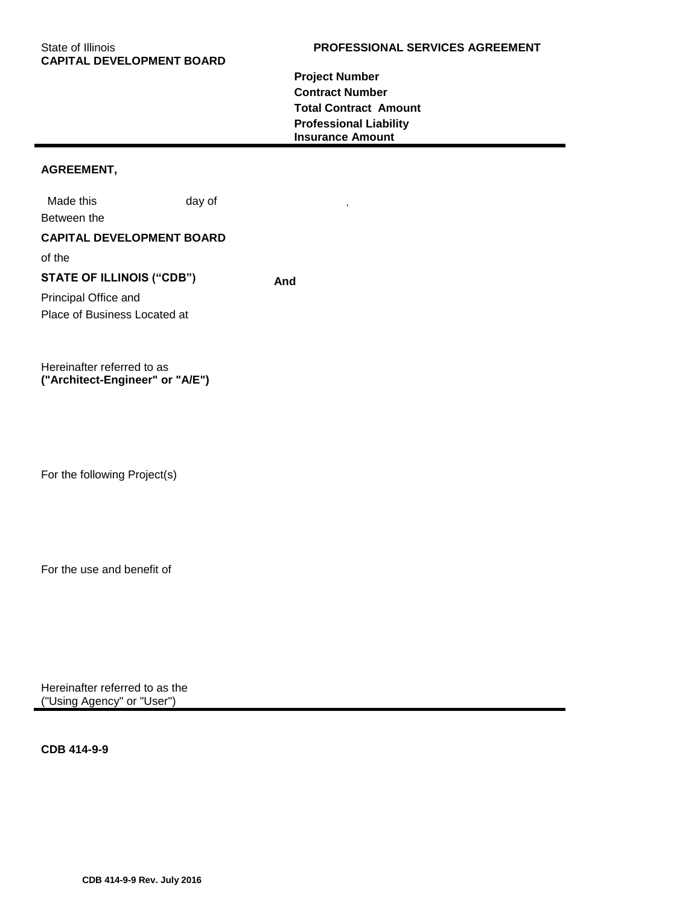State of Illinois
**CAPITAL DEVELOPMENT BOARD**

**PROFESSIONAL SERVICES AGREEMENT**

**Project Number**
**Contract Number**
**Total Contract Amount**
**Professional Liability Insurance Amount**

---

**AGREEMENT,**

Made this day of ,

Between the

**CAPITAL DEVELOPMENT BOARD**

of the

**STATE OF ILLINOIS ("CDB")** **And**

Principal Office and
Place of Business Located at

Hereinafter referred to as
**("Architect-Engineer" or "A/E")**

For the following Project(s)

For the use and benefit of

Hereinafter referred to as the
("Using Agency" or "User")

---

**CDB 414-9-9**

**CDB 414-9-9 Rev. July 2016**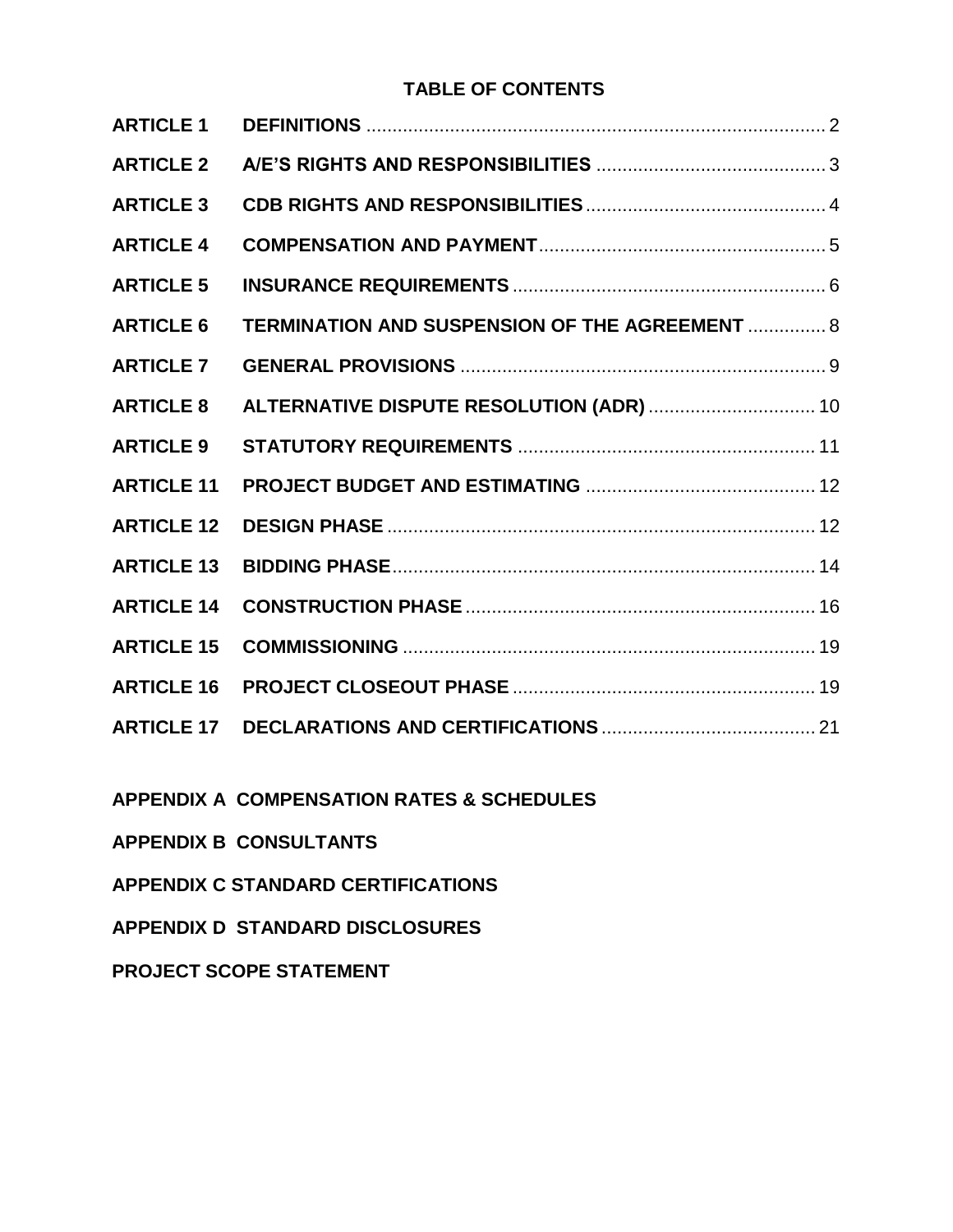## TABLE OF CONTENTS

| | | |
|---|---|---|
| **ARTICLE 1** | **DEFINITIONS** | 2 |
| **ARTICLE 2** | **A/E'S RIGHTS AND RESPONSIBILITIES** | 3 |
| **ARTICLE 3** | **CDB RIGHTS AND RESPONSIBILITIES** | 4 |
| **ARTICLE 4** | **COMPENSATION AND PAYMENT** | 5 |
| **ARTICLE 5** | **INSURANCE REQUIREMENTS** | 6 |
| **ARTICLE 6** | **TERMINATION AND SUSPENSION OF THE AGREEMENT** | 8 |
| **ARTICLE 7** | **GENERAL PROVISIONS** | 9 |
| **ARTICLE 8** | **ALTERNATIVE DISPUTE RESOLUTION (ADR)** | 10 |
| **ARTICLE 9** | **STATUTORY REQUIREMENTS** | 11 |
| **ARTICLE 11** | **PROJECT BUDGET AND ESTIMATING** | 12 |
| **ARTICLE 12** | **DESIGN PHASE** | 12 |
| **ARTICLE 13** | **BIDDING PHASE** | 14 |
| **ARTICLE 14** | **CONSTRUCTION PHASE** | 16 |
| **ARTICLE 15** | **COMMISSIONING** | 19 |
| **ARTICLE 16** | **PROJECT CLOSEOUT PHASE** | 19 |
| **ARTICLE 17** | **DECLARATIONS AND CERTIFICATIONS** | 21 |

**APPENDIX A COMPENSATION RATES & SCHEDULES**

**APPENDIX B CONSULTANTS**

**APPENDIX C STANDARD CERTIFICATIONS**

**APPENDIX D STANDARD DISCLOSURES**

**PROJECT SCOPE STATEMENT**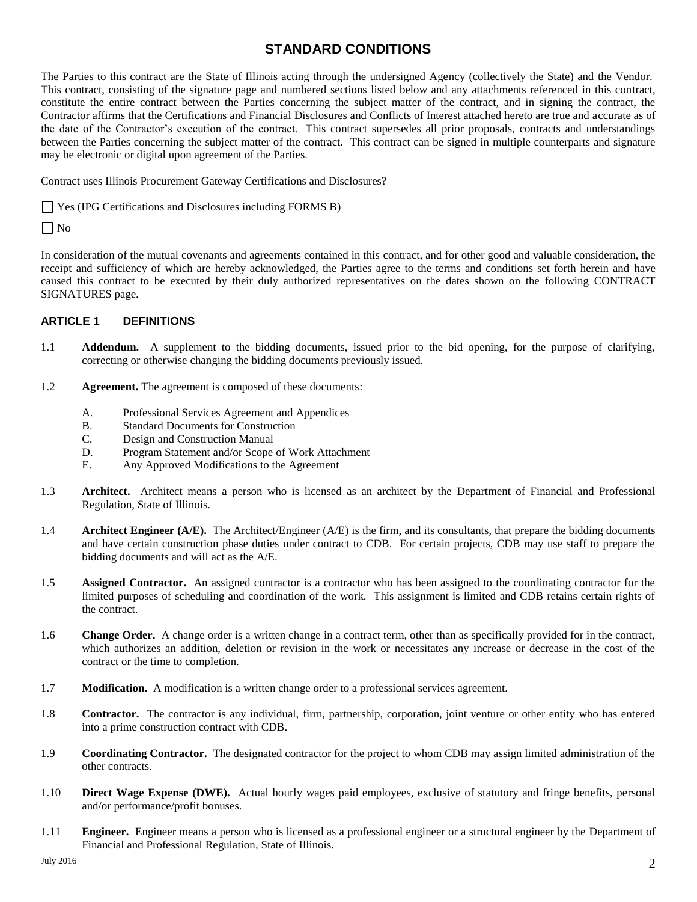# STANDARD CONDITIONS

The Parties to this contract are the State of Illinois acting through the undersigned Agency (collectively the State) and the Vendor. This contract, consisting of the signature page and numbered sections listed below and any attachments referenced in this contract, constitute the entire contract between the Parties concerning the subject matter of the contract, and in signing the contract, the Contractor affirms that the Certifications and Financial Disclosures and Conflicts of Interest attached hereto are true and accurate as of the date of the Contractor's execution of the contract. This contract supersedes all prior proposals, contracts and understandings between the Parties concerning the subject matter of the contract. This contract can be signed in multiple counterparts and signature may be electronic or digital upon agreement of the Parties.

Contract uses Illinois Procurement Gateway Certifications and Disclosures?

☐ Yes (IPG Certifications and Disclosures including FORMS B)

☐ No

In consideration of the mutual covenants and agreements contained in this contract, and for other good and valuable consideration, the receipt and sufficiency of which are hereby acknowledged, the Parties agree to the terms and conditions set forth herein and have caused this contract to be executed by their duly authorized representatives on the dates shown on the following CONTRACT SIGNATURES page.

## ARTICLE 1 DEFINITIONS

1.1 **Addendum.** A supplement to the bidding documents, issued prior to the bid opening, for the purpose of clarifying, correcting or otherwise changing the bidding documents previously issued.

1.2 **Agreement.** The agreement is composed of these documents:

   A. Professional Services Agreement and Appendices
   B. Standard Documents for Construction
   C. Design and Construction Manual
   D. Program Statement and/or Scope of Work Attachment
   E. Any Approved Modifications to the Agreement

1.3 **Architect.** Architect means a person who is licensed as an architect by the Department of Financial and Professional Regulation, State of Illinois.

1.4 **Architect Engineer (A/E).** The Architect/Engineer (A/E) is the firm, and its consultants, that prepare the bidding documents and have certain construction phase duties under contract to CDB. For certain projects, CDB may use staff to prepare the bidding documents and will act as the A/E.

1.5 **Assigned Contractor.** An assigned contractor is a contractor who has been assigned to the coordinating contractor for the limited purposes of scheduling and coordination of the work. This assignment is limited and CDB retains certain rights of the contract.

1.6 **Change Order.** A change order is a written change in a contract term, other than as specifically provided for in the contract, which authorizes an addition, deletion or revision in the work or necessitates any increase or decrease in the cost of the contract or the time to completion.

1.7 **Modification.** A modification is a written change order to a professional services agreement.

1.8 **Contractor.** The contractor is any individual, firm, partnership, corporation, joint venture or other entity who has entered into a prime construction contract with CDB.

1.9 **Coordinating Contractor.** The designated contractor for the project to whom CDB may assign limited administration of the other contracts.

1.10 **Direct Wage Expense (DWE).** Actual hourly wages paid employees, exclusive of statutory and fringe benefits, personal and/or performance/profit bonuses.

1.11 **Engineer.** Engineer means a person who is licensed as a professional engineer or a structural engineer by the Department of Financial and Professional Regulation, State of Illinois.

July 2016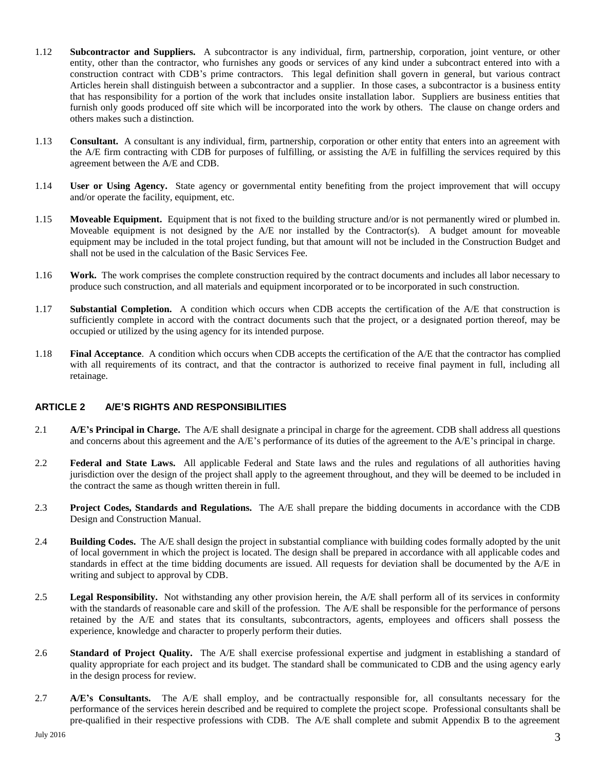1.12 **Subcontractor and Suppliers.** A subcontractor is any individual, firm, partnership, corporation, joint venture, or other entity, other than the contractor, who furnishes any goods or services of any kind under a subcontract entered into with a construction contract with CDB's prime contractors. This legal definition shall govern in general, but various contract Articles herein shall distinguish between a subcontractor and a supplier. In those cases, a subcontractor is a business entity that has responsibility for a portion of the work that includes onsite installation labor. Suppliers are business entities that furnish only goods produced off site which will be incorporated into the work by others. The clause on change orders and others makes such a distinction.

1.13 **Consultant.** A consultant is any individual, firm, partnership, corporation or other entity that enters into an agreement with the A/E firm contracting with CDB for purposes of fulfilling, or assisting the A/E in fulfilling the services required by this agreement between the A/E and CDB.

1.14 **User or Using Agency.** State agency or governmental entity benefiting from the project improvement that will occupy and/or operate the facility, equipment, etc.

1.15 **Moveable Equipment.** Equipment that is not fixed to the building structure and/or is not permanently wired or plumbed in. Moveable equipment is not designed by the A/E nor installed by the Contractor(s). A budget amount for moveable equipment may be included in the total project funding, but that amount will not be included in the Construction Budget and shall not be used in the calculation of the Basic Services Fee.

1.16 **Work.** The work comprises the complete construction required by the contract documents and includes all labor necessary to produce such construction, and all materials and equipment incorporated or to be incorporated in such construction.

1.17 **Substantial Completion.** A condition which occurs when CDB accepts the certification of the A/E that construction is sufficiently complete in accord with the contract documents such that the project, or a designated portion thereof, may be occupied or utilized by the using agency for its intended purpose.

1.18 **Final Acceptance**. A condition which occurs when CDB accepts the certification of the A/E that the contractor has complied with all requirements of its contract, and that the contractor is authorized to receive final payment in full, including all retainage.

## ARTICLE 2 A/E'S RIGHTS AND RESPONSIBILITIES

2.1 **A/E's Principal in Charge.** The A/E shall designate a principal in charge for the agreement. CDB shall address all questions and concerns about this agreement and the A/E's performance of its duties of the agreement to the A/E's principal in charge.

2.2 **Federal and State Laws.** All applicable Federal and State laws and the rules and regulations of all authorities having jurisdiction over the design of the project shall apply to the agreement throughout, and they will be deemed to be included in the contract the same as though written therein in full.

2.3 **Project Codes, Standards and Regulations.** The A/E shall prepare the bidding documents in accordance with the CDB Design and Construction Manual.

2.4 **Building Codes.** The A/E shall design the project in substantial compliance with building codes formally adopted by the unit of local government in which the project is located. The design shall be prepared in accordance with all applicable codes and standards in effect at the time bidding documents are issued. All requests for deviation shall be documented by the A/E in writing and subject to approval by CDB.

2.5 **Legal Responsibility.** Not withstanding any other provision herein, the A/E shall perform all of its services in conformity with the standards of reasonable care and skill of the profession. The A/E shall be responsible for the performance of persons retained by the A/E and states that its consultants, subcontractors, agents, employees and officers shall possess the experience, knowledge and character to properly perform their duties.

2.6 **Standard of Project Quality.** The A/E shall exercise professional expertise and judgment in establishing a standard of quality appropriate for each project and its budget. The standard shall be communicated to CDB and the using agency early in the design process for review.

2.7 **A/E's Consultants.** The A/E shall employ, and be contractually responsible for, all consultants necessary for the performance of the services herein described and be required to complete the project scope. Professional consultants shall be pre-qualified in their respective professions with CDB. The A/E shall complete and submit Appendix B to the agreement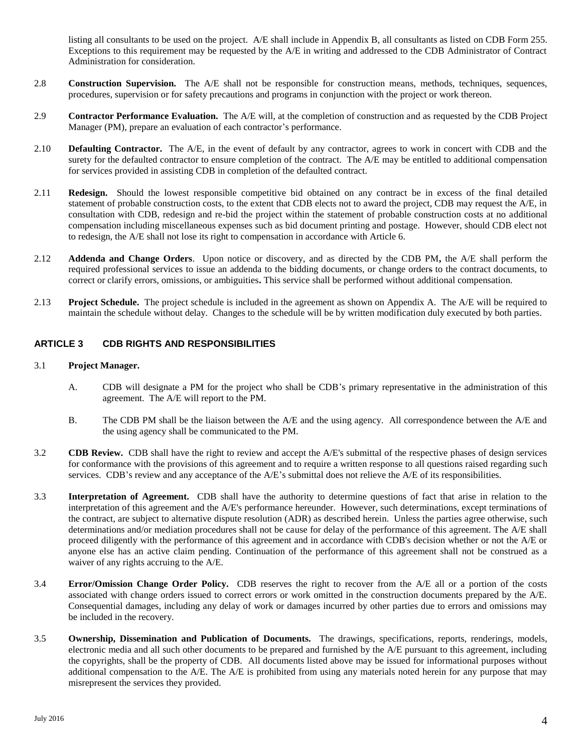listing all consultants to be used on the project. A/E shall include in Appendix B, all consultants as listed on CDB Form 255. Exceptions to this requirement may be requested by the A/E in writing and addressed to the CDB Administrator of Contract Administration for consideration.

2.8 **Construction Supervision.** The A/E shall not be responsible for construction means, methods, techniques, sequences, procedures, supervision or for safety precautions and programs in conjunction with the project or work thereon.

2.9 **Contractor Performance Evaluation.** The A/E will, at the completion of construction and as requested by the CDB Project Manager (PM), prepare an evaluation of each contractor's performance.

2.10 **Defaulting Contractor.** The A/E, in the event of default by any contractor, agrees to work in concert with CDB and the surety for the defaulted contractor to ensure completion of the contract. The A/E may be entitled to additional compensation for services provided in assisting CDB in completion of the defaulted contract.

2.11 **Redesign.** Should the lowest responsible competitive bid obtained on any contract be in excess of the final detailed statement of probable construction costs, to the extent that CDB elects not to award the project, CDB may request the A/E, in consultation with CDB, redesign and re-bid the project within the statement of probable construction costs at no additional compensation including miscellaneous expenses such as bid document printing and postage. However, should CDB elect not to redesign, the A/E shall not lose its right to compensation in accordance with Article 6.

2.12 **Addenda and Change Orders**. Upon notice or discovery, and as directed by the CDB PM**,** the A/E shall perform the required professional services to issue an addenda to the bidding documents, or change orders to the contract documents, to correct or clarify errors, omissions, or ambiguities**.** This service shall be performed without additional compensation.

2.13 **Project Schedule.** The project schedule is included in the agreement as shown on Appendix A. The A/E will be required to maintain the schedule without delay. Changes to the schedule will be by written modification duly executed by both parties.

## ARTICLE 3 CDB RIGHTS AND RESPONSIBILITIES

3.1 **Project Manager.**

A. CDB will designate a PM for the project who shall be CDB's primary representative in the administration of this agreement. The A/E will report to the PM.

B. The CDB PM shall be the liaison between the A/E and the using agency. All correspondence between the A/E and the using agency shall be communicated to the PM.

3.2 **CDB Review.** CDB shall have the right to review and accept the A/E's submittal of the respective phases of design services for conformance with the provisions of this agreement and to require a written response to all questions raised regarding such services. CDB's review and any acceptance of the A/E's submittal does not relieve the A/E of its responsibilities.

3.3 **Interpretation of Agreement.** CDB shall have the authority to determine questions of fact that arise in relation to the interpretation of this agreement and the A/E's performance hereunder. However, such determinations, except terminations of the contract, are subject to alternative dispute resolution (ADR) as described herein. Unless the parties agree otherwise, such determinations and/or mediation procedures shall not be cause for delay of the performance of this agreement. The A/E shall proceed diligently with the performance of this agreement and in accordance with CDB's decision whether or not the A/E or anyone else has an active claim pending. Continuation of the performance of this agreement shall not be construed as a waiver of any rights accruing to the A/E.

3.4 **Error/Omission Change Order Policy.** CDB reserves the right to recover from the A/E all or a portion of the costs associated with change orders issued to correct errors or work omitted in the construction documents prepared by the A/E. Consequential damages, including any delay of work or damages incurred by other parties due to errors and omissions may be included in the recovery.

3.5 **Ownership, Dissemination and Publication of Documents.** The drawings, specifications, reports, renderings, models, electronic media and all such other documents to be prepared and furnished by the A/E pursuant to this agreement, including the copyrights, shall be the property of CDB. All documents listed above may be issued for informational purposes without additional compensation to the A/E. The A/E is prohibited from using any materials noted herein for any purpose that may misrepresent the services they provided.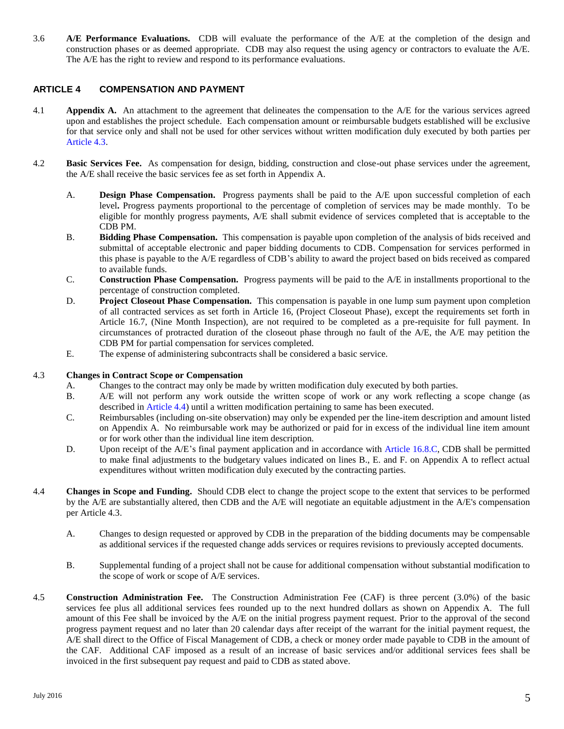3.6 **A/E Performance Evaluations.** CDB will evaluate the performance of the A/E at the completion of the design and construction phases or as deemed appropriate. CDB may also request the using agency or contractors to evaluate the A/E. The A/E has the right to review and respond to its performance evaluations.

## ARTICLE 4 COMPENSATION AND PAYMENT

4.1 **Appendix A.** An attachment to the agreement that delineates the compensation to the A/E for the various services agreed upon and establishes the project schedule. Each compensation amount or reimbursable budgets established will be exclusive for that service only and shall not be used for other services without written modification duly executed by both parties per Article 4.3.

4.2 **Basic Services Fee.** As compensation for design, bidding, construction and close-out phase services under the agreement, the A/E shall receive the basic services fee as set forth in Appendix A.

A. **Design Phase Compensation.** Progress payments shall be paid to the A/E upon successful completion of each level**.** Progress payments proportional to the percentage of completion of services may be made monthly. To be eligible for monthly progress payments, A/E shall submit evidence of services completed that is acceptable to the CDB PM.

B. **Bidding Phase Compensation.** This compensation is payable upon completion of the analysis of bids received and submittal of acceptable electronic and paper bidding documents to CDB. Compensation for services performed in this phase is payable to the A/E regardless of CDB's ability to award the project based on bids received as compared to available funds.

C. **Construction Phase Compensation.** Progress payments will be paid to the A/E in installments proportional to the percentage of construction completed.

D. **Project Closeout Phase Compensation.** This compensation is payable in one lump sum payment upon completion of all contracted services as set forth in Article 16, (Project Closeout Phase), except the requirements set forth in Article 16.7, (Nine Month Inspection), are not required to be completed as a pre-requisite for full payment. In circumstances of protracted duration of the closeout phase through no fault of the A/E, the A/E may petition the CDB PM for partial compensation for services completed.

E. The expense of administering subcontracts shall be considered a basic service.

4.3 **Changes in Contract Scope or Compensation**

A. Changes to the contract may only be made by written modification duly executed by both parties.

B. A/E will not perform any work outside the written scope of work or any work reflecting a scope change (as described in Article 4.4) until a written modification pertaining to same has been executed.

C. Reimbursables (including on-site observation) may only be expended per the line-item description and amount listed on Appendix A. No reimbursable work may be authorized or paid for in excess of the individual line item amount or for work other than the individual line item description.

D. Upon receipt of the A/E's final payment application and in accordance with Article 16.8.C, CDB shall be permitted to make final adjustments to the budgetary values indicated on lines B., E. and F. on Appendix A to reflect actual expenditures without written modification duly executed by the contracting parties.

4.4 **Changes in Scope and Funding.** Should CDB elect to change the project scope to the extent that services to be performed by the A/E are substantially altered, then CDB and the A/E will negotiate an equitable adjustment in the A/E's compensation per Article 4.3.

A. Changes to design requested or approved by CDB in the preparation of the bidding documents may be compensable as additional services if the requested change adds services or requires revisions to previously accepted documents.

B. Supplemental funding of a project shall not be cause for additional compensation without substantial modification to the scope of work or scope of A/E services.

4.5 **Construction Administration Fee.** The Construction Administration Fee (CAF) is three percent (3.0%) of the basic services fee plus all additional services fees rounded up to the next hundred dollars as shown on Appendix A. The full amount of this Fee shall be invoiced by the A/E on the initial progress payment request. Prior to the approval of the second progress payment request and no later than 20 calendar days after receipt of the warrant for the initial payment request, the A/E shall direct to the Office of Fiscal Management of CDB, a check or money order made payable to CDB in the amount of the CAF. Additional CAF imposed as a result of an increase of basic services and/or additional services fees shall be invoiced in the first subsequent pay request and paid to CDB as stated above.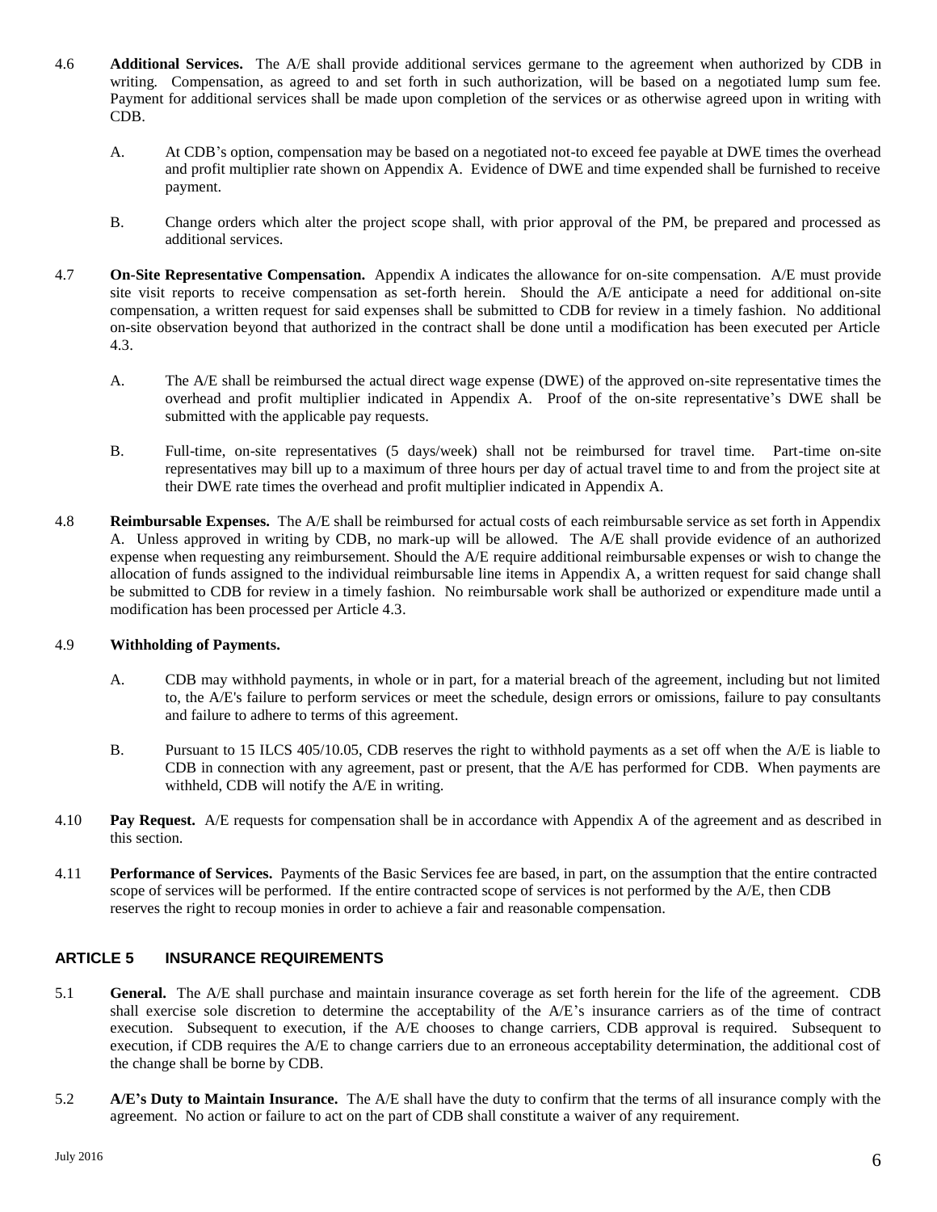4.6 **Additional Services.** The A/E shall provide additional services germane to the agreement when authorized by CDB in writing. Compensation, as agreed to and set forth in such authorization, will be based on a negotiated lump sum fee. Payment for additional services shall be made upon completion of the services or as otherwise agreed upon in writing with CDB.

A. At CDB's option, compensation may be based on a negotiated not-to exceed fee payable at DWE times the overhead and profit multiplier rate shown on Appendix A. Evidence of DWE and time expended shall be furnished to receive payment.

B. Change orders which alter the project scope shall, with prior approval of the PM, be prepared and processed as additional services.

4.7 **On-Site Representative Compensation.** Appendix A indicates the allowance for on-site compensation. A/E must provide site visit reports to receive compensation as set-forth herein. Should the A/E anticipate a need for additional on-site compensation, a written request for said expenses shall be submitted to CDB for review in a timely fashion. No additional on-site observation beyond that authorized in the contract shall be done until a modification has been executed per Article 4.3.

A. The A/E shall be reimbursed the actual direct wage expense (DWE) of the approved on-site representative times the overhead and profit multiplier indicated in Appendix A. Proof of the on-site representative's DWE shall be submitted with the applicable pay requests.

B. Full-time, on-site representatives (5 days/week) shall not be reimbursed for travel time. Part-time on-site representatives may bill up to a maximum of three hours per day of actual travel time to and from the project site at their DWE rate times the overhead and profit multiplier indicated in Appendix A.

4.8 **Reimbursable Expenses.** The A/E shall be reimbursed for actual costs of each reimbursable service as set forth in Appendix A. Unless approved in writing by CDB, no mark-up will be allowed. The A/E shall provide evidence of an authorized expense when requesting any reimbursement. Should the A/E require additional reimbursable expenses or wish to change the allocation of funds assigned to the individual reimbursable line items in Appendix A, a written request for said change shall be submitted to CDB for review in a timely fashion. No reimbursable work shall be authorized or expenditure made until a modification has been processed per Article 4.3.

4.9 **Withholding of Payments.**

A. CDB may withhold payments, in whole or in part, for a material breach of the agreement, including but not limited to, the A/E's failure to perform services or meet the schedule, design errors or omissions, failure to pay consultants and failure to adhere to terms of this agreement.

B. Pursuant to 15 ILCS 405/10.05, CDB reserves the right to withhold payments as a set off when the A/E is liable to CDB in connection with any agreement, past or present, that the A/E has performed for CDB. When payments are withheld, CDB will notify the A/E in writing.

4.10 **Pay Request.** A/E requests for compensation shall be in accordance with Appendix A of the agreement and as described in this section.

4.11 **Performance of Services.** Payments of the Basic Services fee are based, in part, on the assumption that the entire contracted scope of services will be performed. If the entire contracted scope of services is not performed by the A/E, then CDB reserves the right to recoup monies in order to achieve a fair and reasonable compensation.

## ARTICLE 5 INSURANCE REQUIREMENTS

5.1 **General.** The A/E shall purchase and maintain insurance coverage as set forth herein for the life of the agreement. CDB shall exercise sole discretion to determine the acceptability of the A/E's insurance carriers as of the time of contract execution. Subsequent to execution, if the A/E chooses to change carriers, CDB approval is required. Subsequent to execution, if CDB requires the A/E to change carriers due to an erroneous acceptability determination, the additional cost of the change shall be borne by CDB.

5.2 **A/E's Duty to Maintain Insurance.** The A/E shall have the duty to confirm that the terms of all insurance comply with the agreement. No action or failure to act on the part of CDB shall constitute a waiver of any requirement.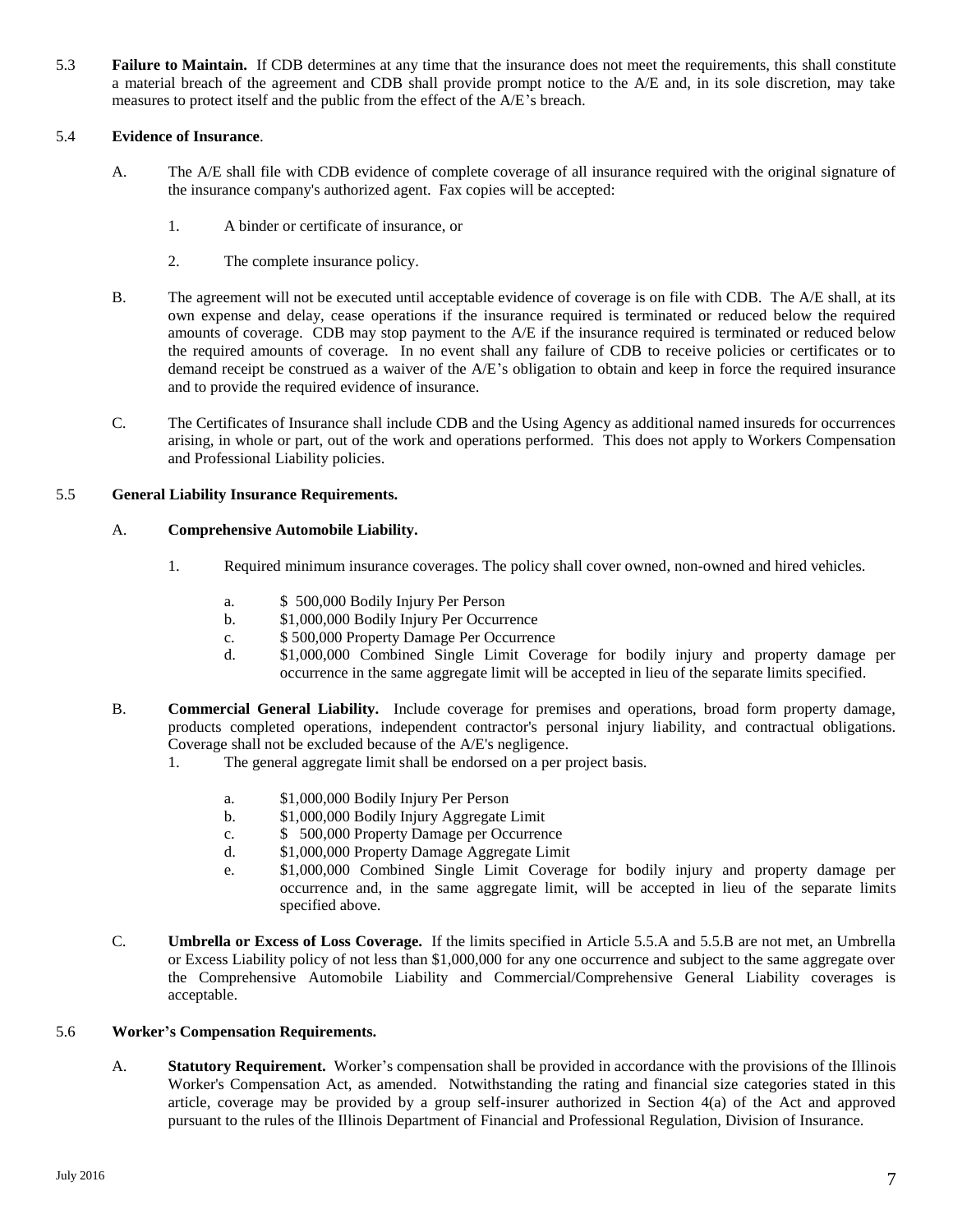5.3 **Failure to Maintain.** If CDB determines at any time that the insurance does not meet the requirements, this shall constitute a material breach of the agreement and CDB shall provide prompt notice to the A/E and, in its sole discretion, may take measures to protect itself and the public from the effect of the A/E's breach.

5.4 **Evidence of Insurance**.

A. The A/E shall file with CDB evidence of complete coverage of all insurance required with the original signature of the insurance company's authorized agent. Fax copies will be accepted:

1. A binder or certificate of insurance, or

2. The complete insurance policy.

B. The agreement will not be executed until acceptable evidence of coverage is on file with CDB. The A/E shall, at its own expense and delay, cease operations if the insurance required is terminated or reduced below the required amounts of coverage. CDB may stop payment to the A/E if the insurance required is terminated or reduced below the required amounts of coverage. In no event shall any failure of CDB to receive policies or certificates or to demand receipt be construed as a waiver of the A/E's obligation to obtain and keep in force the required insurance and to provide the required evidence of insurance.

C. The Certificates of Insurance shall include CDB and the Using Agency as additional named insureds for occurrences arising, in whole or part, out of the work and operations performed. This does not apply to Workers Compensation and Professional Liability policies.

5.5 **General Liability Insurance Requirements.**

A. **Comprehensive Automobile Liability.**

1. Required minimum insurance coverages. The policy shall cover owned, non-owned and hired vehicles.

a. $ 500,000 Bodily Injury Per Person

b. $1,000,000 Bodily Injury Per Occurrence

c. $ 500,000 Property Damage Per Occurrence

d. $1,000,000 Combined Single Limit Coverage for bodily injury and property damage per occurrence in the same aggregate limit will be accepted in lieu of the separate limits specified.

B. **Commercial General Liability.** Include coverage for premises and operations, broad form property damage, products completed operations, independent contractor's personal injury liability, and contractual obligations. Coverage shall not be excluded because of the A/E's negligence.

1. The general aggregate limit shall be endorsed on a per project basis.

a. $1,000,000 Bodily Injury Per Person

b. $1,000,000 Bodily Injury Aggregate Limit

c. $ 500,000 Property Damage per Occurrence

d. $1,000,000 Property Damage Aggregate Limit

e. $1,000,000 Combined Single Limit Coverage for bodily injury and property damage per occurrence and, in the same aggregate limit, will be accepted in lieu of the separate limits specified above.

C. **Umbrella or Excess of Loss Coverage.** If the limits specified in Article 5.5.A and 5.5.B are not met, an Umbrella or Excess Liability policy of not less than $1,000,000 for any one occurrence and subject to the same aggregate over the Comprehensive Automobile Liability and Commercial/Comprehensive General Liability coverages is acceptable.

5.6 **Worker's Compensation Requirements.**

A. **Statutory Requirement.** Worker's compensation shall be provided in accordance with the provisions of the Illinois Worker's Compensation Act, as amended. Notwithstanding the rating and financial size categories stated in this article, coverage may be provided by a group self-insurer authorized in Section 4(a) of the Act and approved pursuant to the rules of the Illinois Department of Financial and Professional Regulation, Division of Insurance.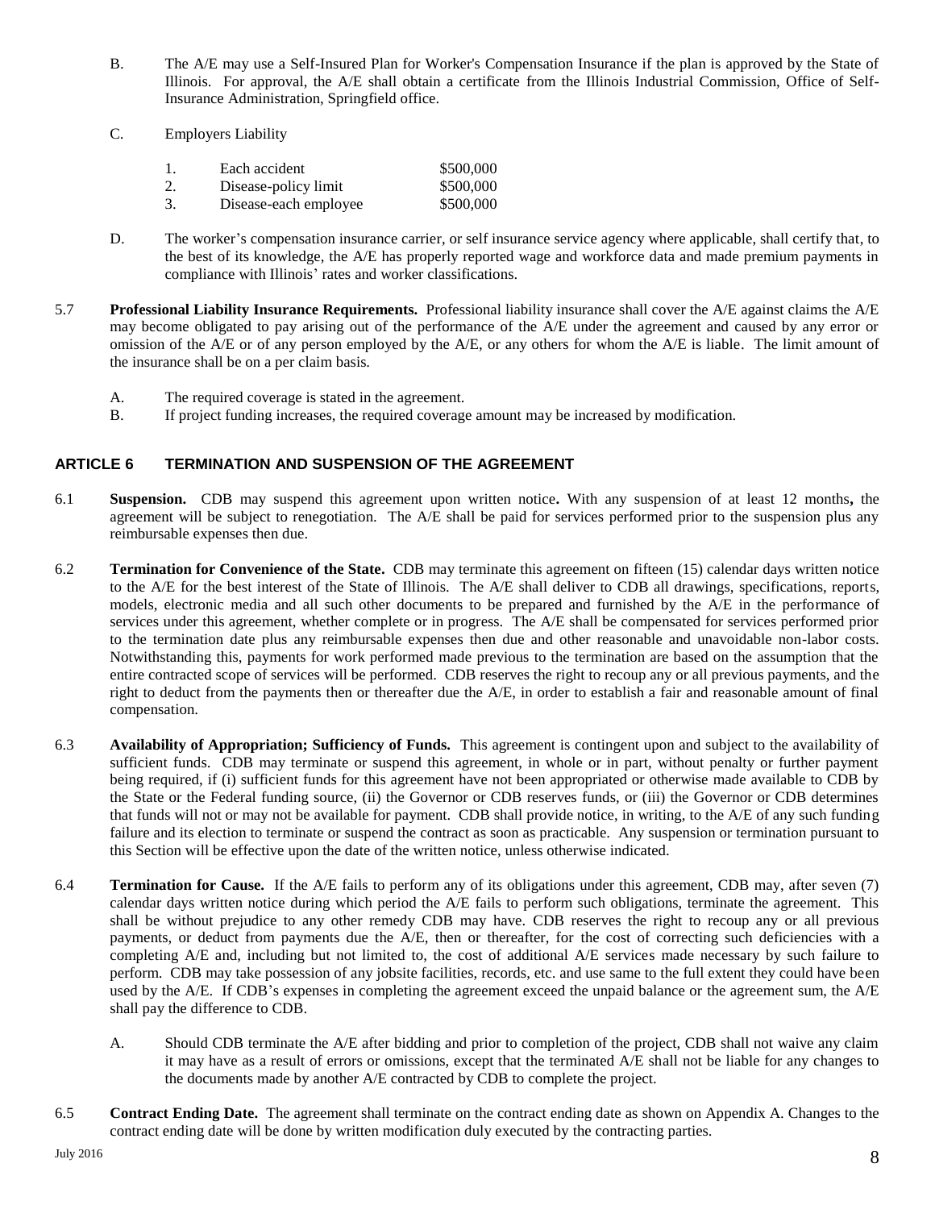B. The A/E may use a Self-Insured Plan for Worker's Compensation Insurance if the plan is approved by the State of Illinois. For approval, the A/E shall obtain a certificate from the Illinois Industrial Commission, Office of Self-Insurance Administration, Springfield office.

C. Employers Liability

| | | |
|---|---|---|
| 1. | Each accident | $500,000 |
| 2. | Disease-policy limit | $500,000 |
| 3. | Disease-each employee | $500,000 |

D. The worker's compensation insurance carrier, or self insurance service agency where applicable, shall certify that, to the best of its knowledge, the A/E has properly reported wage and workforce data and made premium payments in compliance with Illinois' rates and worker classifications.

5.7 **Professional Liability Insurance Requirements.** Professional liability insurance shall cover the A/E against claims the A/E may become obligated to pay arising out of the performance of the A/E under the agreement and caused by any error or omission of the A/E or of any person employed by the A/E, or any others for whom the A/E is liable. The limit amount of the insurance shall be on a per claim basis.

A. The required coverage is stated in the agreement.
B. If project funding increases, the required coverage amount may be increased by modification.

## ARTICLE 6 TERMINATION AND SUSPENSION OF THE AGREEMENT

6.1 **Suspension.** CDB may suspend this agreement upon written notice**.** With any suspension of at least 12 months**,** the agreement will be subject to renegotiation. The A/E shall be paid for services performed prior to the suspension plus any reimbursable expenses then due.

6.2 **Termination for Convenience of the State.** CDB may terminate this agreement on fifteen (15) calendar days written notice to the A/E for the best interest of the State of Illinois. The A/E shall deliver to CDB all drawings, specifications, reports, models, electronic media and all such other documents to be prepared and furnished by the A/E in the performance of services under this agreement, whether complete or in progress. The A/E shall be compensated for services performed prior to the termination date plus any reimbursable expenses then due and other reasonable and unavoidable non-labor costs. Notwithstanding this, payments for work performed made previous to the termination are based on the assumption that the entire contracted scope of services will be performed. CDB reserves the right to recoup any or all previous payments, and the right to deduct from the payments then or thereafter due the A/E, in order to establish a fair and reasonable amount of final compensation.

6.3 **Availability of Appropriation; Sufficiency of Funds.** This agreement is contingent upon and subject to the availability of sufficient funds. CDB may terminate or suspend this agreement, in whole or in part, without penalty or further payment being required, if (i) sufficient funds for this agreement have not been appropriated or otherwise made available to CDB by the State or the Federal funding source, (ii) the Governor or CDB reserves funds, or (iii) the Governor or CDB determines that funds will not or may not be available for payment. CDB shall provide notice, in writing, to the A/E of any such funding failure and its election to terminate or suspend the contract as soon as practicable. Any suspension or termination pursuant to this Section will be effective upon the date of the written notice, unless otherwise indicated.

6.4 **Termination for Cause.** If the A/E fails to perform any of its obligations under this agreement, CDB may, after seven (7) calendar days written notice during which period the A/E fails to perform such obligations, terminate the agreement. This shall be without prejudice to any other remedy CDB may have. CDB reserves the right to recoup any or all previous payments, or deduct from payments due the A/E, then or thereafter, for the cost of correcting such deficiencies with a completing A/E and, including but not limited to, the cost of additional A/E services made necessary by such failure to perform. CDB may take possession of any jobsite facilities, records, etc. and use same to the full extent they could have been used by the A/E. If CDB's expenses in completing the agreement exceed the unpaid balance or the agreement sum, the A/E shall pay the difference to CDB.

A. Should CDB terminate the A/E after bidding and prior to completion of the project, CDB shall not waive any claim it may have as a result of errors or omissions, except that the terminated A/E shall not be liable for any changes to the documents made by another A/E contracted by CDB to complete the project.

6.5 **Contract Ending Date.** The agreement shall terminate on the contract ending date as shown on Appendix A. Changes to the contract ending date will be done by written modification duly executed by the contracting parties.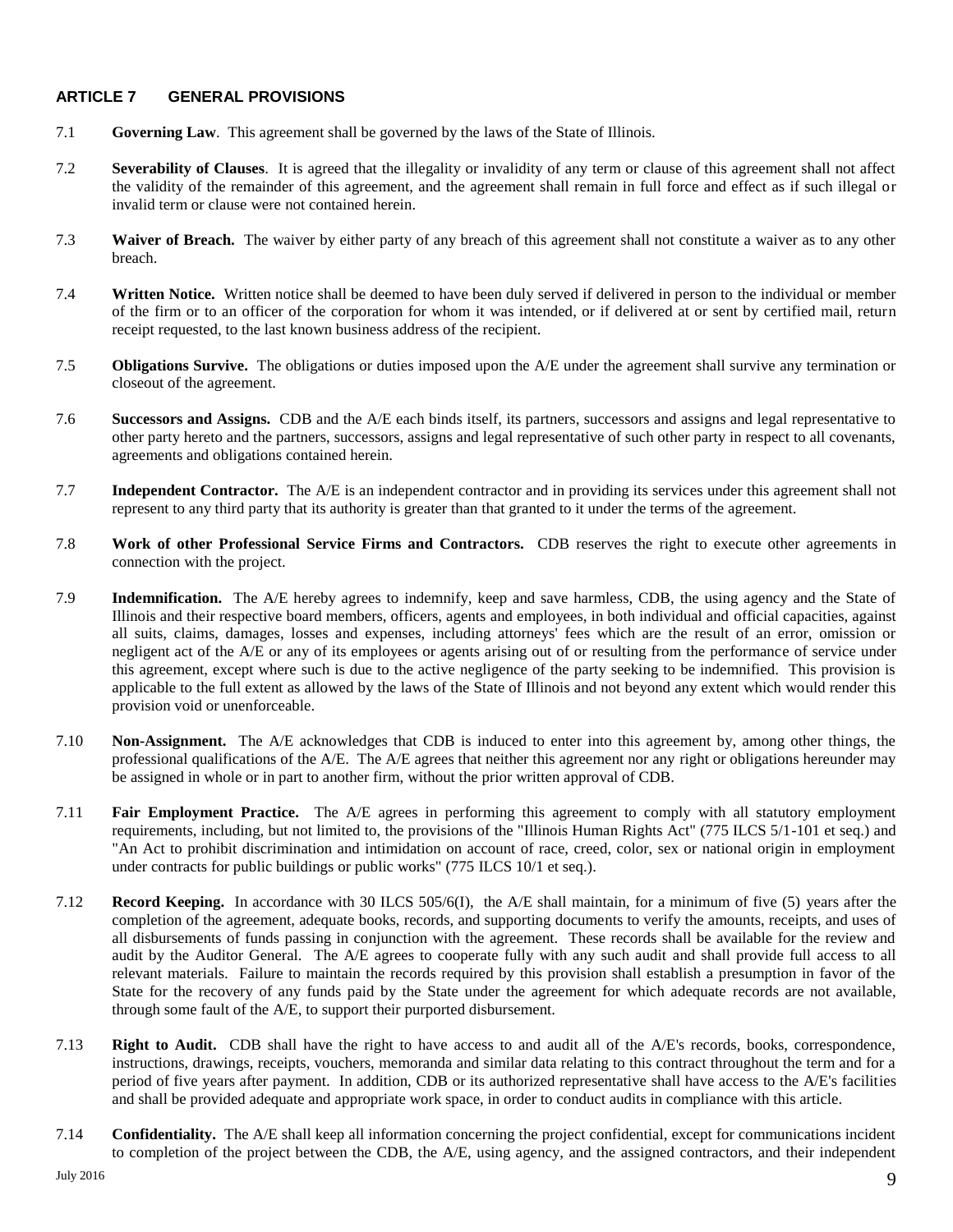## ARTICLE 7 GENERAL PROVISIONS

7.1 **Governing Law**. This agreement shall be governed by the laws of the State of Illinois.

7.2 **Severability of Clauses**. It is agreed that the illegality or invalidity of any term or clause of this agreement shall not affect the validity of the remainder of this agreement, and the agreement shall remain in full force and effect as if such illegal or invalid term or clause were not contained herein.

7.3 **Waiver of Breach.** The waiver by either party of any breach of this agreement shall not constitute a waiver as to any other breach.

7.4 **Written Notice.** Written notice shall be deemed to have been duly served if delivered in person to the individual or member of the firm or to an officer of the corporation for whom it was intended, or if delivered at or sent by certified mail, return receipt requested, to the last known business address of the recipient.

7.5 **Obligations Survive.** The obligations or duties imposed upon the A/E under the agreement shall survive any termination or closeout of the agreement.

7.6 **Successors and Assigns.** CDB and the A/E each binds itself, its partners, successors and assigns and legal representative to other party hereto and the partners, successors, assigns and legal representative of such other party in respect to all covenants, agreements and obligations contained herein.

7.7 **Independent Contractor.** The A/E is an independent contractor and in providing its services under this agreement shall not represent to any third party that its authority is greater than that granted to it under the terms of the agreement.

7.8 **Work of other Professional Service Firms and Contractors.** CDB reserves the right to execute other agreements in connection with the project.

7.9 **Indemnification.** The A/E hereby agrees to indemnify, keep and save harmless, CDB, the using agency and the State of Illinois and their respective board members, officers, agents and employees, in both individual and official capacities, against all suits, claims, damages, losses and expenses, including attorneys' fees which are the result of an error, omission or negligent act of the A/E or any of its employees or agents arising out of or resulting from the performance of service under this agreement, except where such is due to the active negligence of the party seeking to be indemnified. This provision is applicable to the full extent as allowed by the laws of the State of Illinois and not beyond any extent which would render this provision void or unenforceable.

7.10 **Non-Assignment.** The A/E acknowledges that CDB is induced to enter into this agreement by, among other things, the professional qualifications of the A/E. The A/E agrees that neither this agreement nor any right or obligations hereunder may be assigned in whole or in part to another firm, without the prior written approval of CDB.

7.11 **Fair Employment Practice.** The A/E agrees in performing this agreement to comply with all statutory employment requirements, including, but not limited to, the provisions of the "Illinois Human Rights Act" (775 ILCS 5/1-101 et seq.) and "An Act to prohibit discrimination and intimidation on account of race, creed, color, sex or national origin in employment under contracts for public buildings or public works" (775 ILCS 10/1 et seq.).

7.12 **Record Keeping.** In accordance with 30 ILCS 505/6(I), the A/E shall maintain, for a minimum of five (5) years after the completion of the agreement, adequate books, records, and supporting documents to verify the amounts, receipts, and uses of all disbursements of funds passing in conjunction with the agreement. These records shall be available for the review and audit by the Auditor General. The A/E agrees to cooperate fully with any such audit and shall provide full access to all relevant materials. Failure to maintain the records required by this provision shall establish a presumption in favor of the State for the recovery of any funds paid by the State under the agreement for which adequate records are not available, through some fault of the A/E, to support their purported disbursement.

7.13 **Right to Audit.** CDB shall have the right to have access to and audit all of the A/E's records, books, correspondence, instructions, drawings, receipts, vouchers, memoranda and similar data relating to this contract throughout the term and for a period of five years after payment. In addition, CDB or its authorized representative shall have access to the A/E's facilities and shall be provided adequate and appropriate work space, in order to conduct audits in compliance with this article.

7.14 **Confidentiality.** The A/E shall keep all information concerning the project confidential, except for communications incident to completion of the project between the CDB, the A/E, using agency, and the assigned contractors, and their independent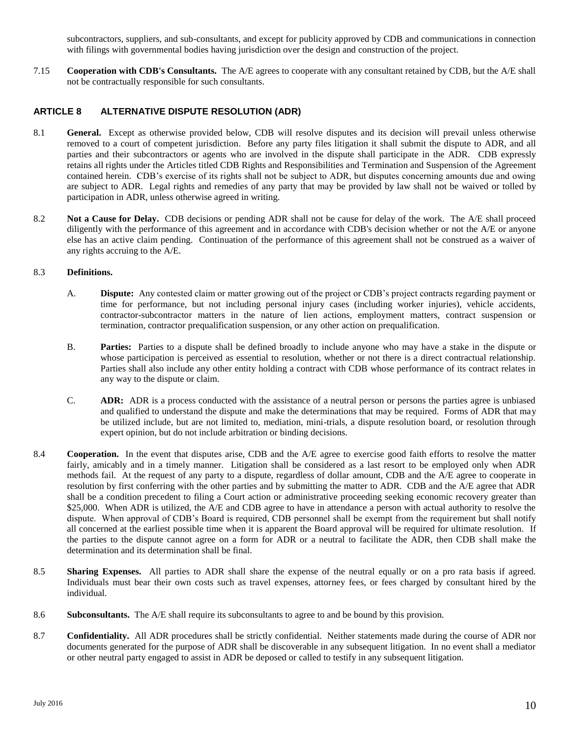subcontractors, suppliers, and sub-consultants, and except for publicity approved by CDB and communications in connection with filings with governmental bodies having jurisdiction over the design and construction of the project.

7.15 **Cooperation with CDB's Consultants.** The A/E agrees to cooperate with any consultant retained by CDB, but the A/E shall not be contractually responsible for such consultants.

## ARTICLE 8 ALTERNATIVE DISPUTE RESOLUTION (ADR)

8.1 **General.** Except as otherwise provided below, CDB will resolve disputes and its decision will prevail unless otherwise removed to a court of competent jurisdiction. Before any party files litigation it shall submit the dispute to ADR, and all parties and their subcontractors or agents who are involved in the dispute shall participate in the ADR. CDB expressly retains all rights under the Articles titled CDB Rights and Responsibilities and Termination and Suspension of the Agreement contained herein. CDB's exercise of its rights shall not be subject to ADR, but disputes concerning amounts due and owing are subject to ADR. Legal rights and remedies of any party that may be provided by law shall not be waived or tolled by participation in ADR, unless otherwise agreed in writing.

8.2 **Not a Cause for Delay.** CDB decisions or pending ADR shall not be cause for delay of the work. The A/E shall proceed diligently with the performance of this agreement and in accordance with CDB's decision whether or not the A/E or anyone else has an active claim pending. Continuation of the performance of this agreement shall not be construed as a waiver of any rights accruing to the A/E.

8.3 **Definitions.**

A. **Dispute:** Any contested claim or matter growing out of the project or CDB's project contracts regarding payment or time for performance, but not including personal injury cases (including worker injuries), vehicle accidents, contractor-subcontractor matters in the nature of lien actions, employment matters, contract suspension or termination, contractor prequalification suspension, or any other action on prequalification.

B. **Parties:** Parties to a dispute shall be defined broadly to include anyone who may have a stake in the dispute or whose participation is perceived as essential to resolution, whether or not there is a direct contractual relationship. Parties shall also include any other entity holding a contract with CDB whose performance of its contract relates in any way to the dispute or claim.

C. **ADR:** ADR is a process conducted with the assistance of a neutral person or persons the parties agree is unbiased and qualified to understand the dispute and make the determinations that may be required. Forms of ADR that may be utilized include, but are not limited to, mediation, mini-trials, a dispute resolution board, or resolution through expert opinion, but do not include arbitration or binding decisions.

8.4 **Cooperation.** In the event that disputes arise, CDB and the A/E agree to exercise good faith efforts to resolve the matter fairly, amicably and in a timely manner. Litigation shall be considered as a last resort to be employed only when ADR methods fail. At the request of any party to a dispute, regardless of dollar amount, CDB and the A/E agree to cooperate in resolution by first conferring with the other parties and by submitting the matter to ADR. CDB and the A/E agree that ADR shall be a condition precedent to filing a Court action or administrative proceeding seeking economic recovery greater than $25,000. When ADR is utilized, the A/E and CDB agree to have in attendance a person with actual authority to resolve the dispute. When approval of CDB's Board is required, CDB personnel shall be exempt from the requirement but shall notify all concerned at the earliest possible time when it is apparent the Board approval will be required for ultimate resolution. If the parties to the dispute cannot agree on a form for ADR or a neutral to facilitate the ADR, then CDB shall make the determination and its determination shall be final.

8.5 **Sharing Expenses.** All parties to ADR shall share the expense of the neutral equally or on a pro rata basis if agreed. Individuals must bear their own costs such as travel expenses, attorney fees, or fees charged by consultant hired by the individual.

8.6 **Subconsultants.** The A/E shall require its subconsultants to agree to and be bound by this provision.

8.7 **Confidentiality.** All ADR procedures shall be strictly confidential. Neither statements made during the course of ADR nor documents generated for the purpose of ADR shall be discoverable in any subsequent litigation. In no event shall a mediator or other neutral party engaged to assist in ADR be deposed or called to testify in any subsequent litigation.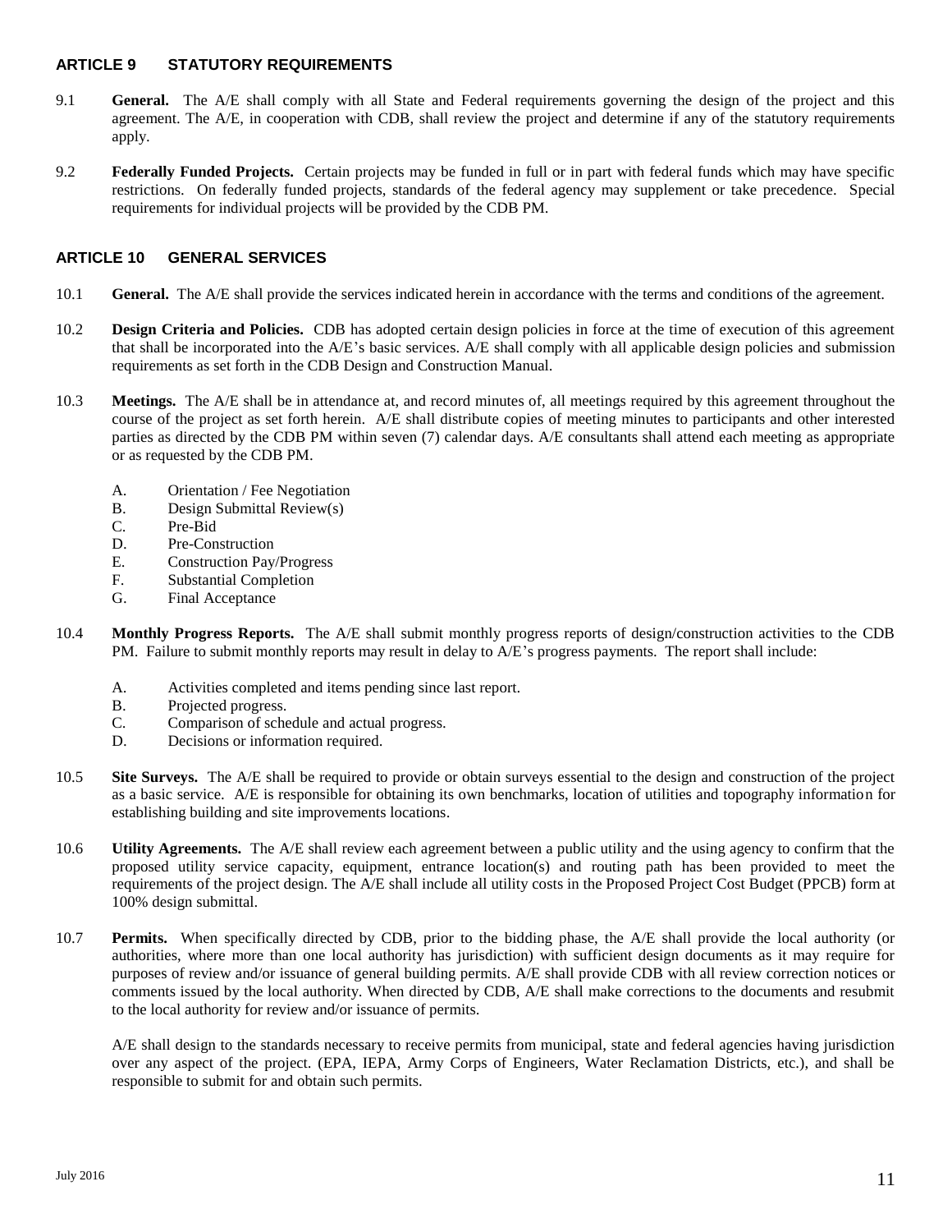## ARTICLE 9 STATUTORY REQUIREMENTS

9.1 **General.** The A/E shall comply with all State and Federal requirements governing the design of the project and this agreement. The A/E, in cooperation with CDB, shall review the project and determine if any of the statutory requirements apply.

9.2 **Federally Funded Projects.** Certain projects may be funded in full or in part with federal funds which may have specific restrictions. On federally funded projects, standards of the federal agency may supplement or take precedence. Special requirements for individual projects will be provided by the CDB PM.

## ARTICLE 10 GENERAL SERVICES

10.1 **General.** The A/E shall provide the services indicated herein in accordance with the terms and conditions of the agreement.

10.2 **Design Criteria and Policies.** CDB has adopted certain design policies in force at the time of execution of this agreement that shall be incorporated into the A/E's basic services. A/E shall comply with all applicable design policies and submission requirements as set forth in the CDB Design and Construction Manual.

10.3 **Meetings.** The A/E shall be in attendance at, and record minutes of, all meetings required by this agreement throughout the course of the project as set forth herein. A/E shall distribute copies of meeting minutes to participants and other interested parties as directed by the CDB PM within seven (7) calendar days. A/E consultants shall attend each meeting as appropriate or as requested by the CDB PM.

A. Orientation / Fee Negotiation
B. Design Submittal Review(s)
C. Pre-Bid
D. Pre-Construction
E. Construction Pay/Progress
F. Substantial Completion
G. Final Acceptance

10.4 **Monthly Progress Reports.** The A/E shall submit monthly progress reports of design/construction activities to the CDB PM. Failure to submit monthly reports may result in delay to A/E's progress payments. The report shall include:

A. Activities completed and items pending since last report.
B. Projected progress.
C. Comparison of schedule and actual progress.
D. Decisions or information required.

10.5 **Site Surveys.** The A/E shall be required to provide or obtain surveys essential to the design and construction of the project as a basic service. A/E is responsible for obtaining its own benchmarks, location of utilities and topography information for establishing building and site improvements locations.

10.6 **Utility Agreements.** The A/E shall review each agreement between a public utility and the using agency to confirm that the proposed utility service capacity, equipment, entrance location(s) and routing path has been provided to meet the requirements of the project design. The A/E shall include all utility costs in the Proposed Project Cost Budget (PPCB) form at 100% design submittal.

10.7 **Permits.** When specifically directed by CDB, prior to the bidding phase, the A/E shall provide the local authority (or authorities, where more than one local authority has jurisdiction) with sufficient design documents as it may require for purposes of review and/or issuance of general building permits. A/E shall provide CDB with all review correction notices or comments issued by the local authority. When directed by CDB, A/E shall make corrections to the documents and resubmit to the local authority for review and/or issuance of permits.

A/E shall design to the standards necessary to receive permits from municipal, state and federal agencies having jurisdiction over any aspect of the project. (EPA, IEPA, Army Corps of Engineers, Water Reclamation Districts, etc.), and shall be responsible to submit for and obtain such permits.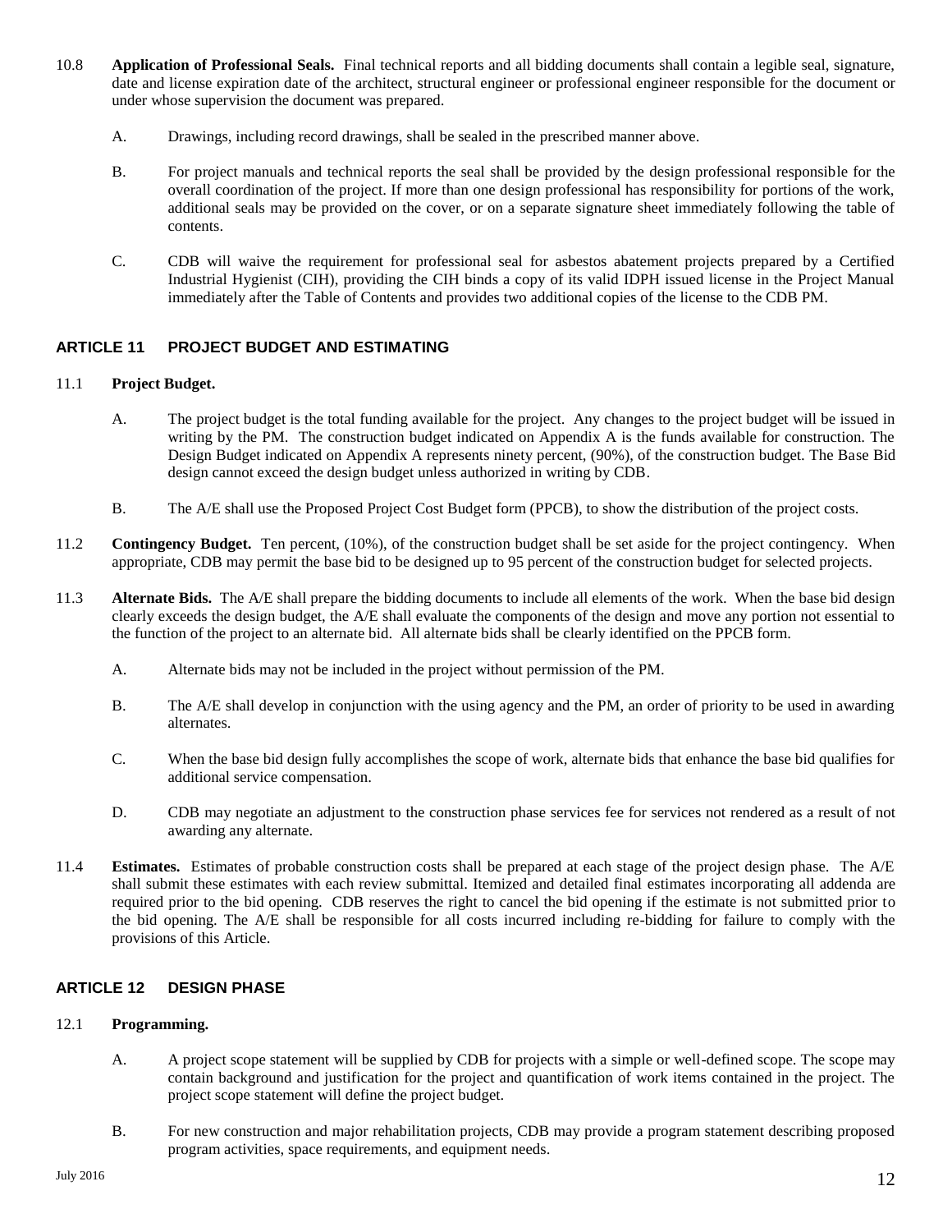10.8 **Application of Professional Seals.** Final technical reports and all bidding documents shall contain a legible seal, signature, date and license expiration date of the architect, structural engineer or professional engineer responsible for the document or under whose supervision the document was prepared.

A. Drawings, including record drawings, shall be sealed in the prescribed manner above.

B. For project manuals and technical reports the seal shall be provided by the design professional responsible for the overall coordination of the project. If more than one design professional has responsibility for portions of the work, additional seals may be provided on the cover, or on a separate signature sheet immediately following the table of contents.

C. CDB will waive the requirement for professional seal for asbestos abatement projects prepared by a Certified Industrial Hygienist (CIH), providing the CIH binds a copy of its valid IDPH issued license in the Project Manual immediately after the Table of Contents and provides two additional copies of the license to the CDB PM.

## ARTICLE 11 PROJECT BUDGET AND ESTIMATING

11.1 **Project Budget.**

A. The project budget is the total funding available for the project. Any changes to the project budget will be issued in writing by the PM. The construction budget indicated on Appendix A is the funds available for construction. The Design Budget indicated on Appendix A represents ninety percent, (90%), of the construction budget. The Base Bid design cannot exceed the design budget unless authorized in writing by CDB.

B. The A/E shall use the Proposed Project Cost Budget form (PPCB), to show the distribution of the project costs.

11.2 **Contingency Budget.** Ten percent, (10%), of the construction budget shall be set aside for the project contingency. When appropriate, CDB may permit the base bid to be designed up to 95 percent of the construction budget for selected projects.

11.3 **Alternate Bids.** The A/E shall prepare the bidding documents to include all elements of the work. When the base bid design clearly exceeds the design budget, the A/E shall evaluate the components of the design and move any portion not essential to the function of the project to an alternate bid. All alternate bids shall be clearly identified on the PPCB form.

A. Alternate bids may not be included in the project without permission of the PM.

B. The A/E shall develop in conjunction with the using agency and the PM, an order of priority to be used in awarding alternates.

C. When the base bid design fully accomplishes the scope of work, alternate bids that enhance the base bid qualifies for additional service compensation.

D. CDB may negotiate an adjustment to the construction phase services fee for services not rendered as a result of not awarding any alternate.

11.4 **Estimates.** Estimates of probable construction costs shall be prepared at each stage of the project design phase. The A/E shall submit these estimates with each review submittal. Itemized and detailed final estimates incorporating all addenda are required prior to the bid opening. CDB reserves the right to cancel the bid opening if the estimate is not submitted prior to the bid opening. The A/E shall be responsible for all costs incurred including re-bidding for failure to comply with the provisions of this Article.

## ARTICLE 12 DESIGN PHASE

12.1 **Programming.**

A. A project scope statement will be supplied by CDB for projects with a simple or well-defined scope. The scope may contain background and justification for the project and quantification of work items contained in the project. The project scope statement will define the project budget.

B. For new construction and major rehabilitation projects, CDB may provide a program statement describing proposed program activities, space requirements, and equipment needs.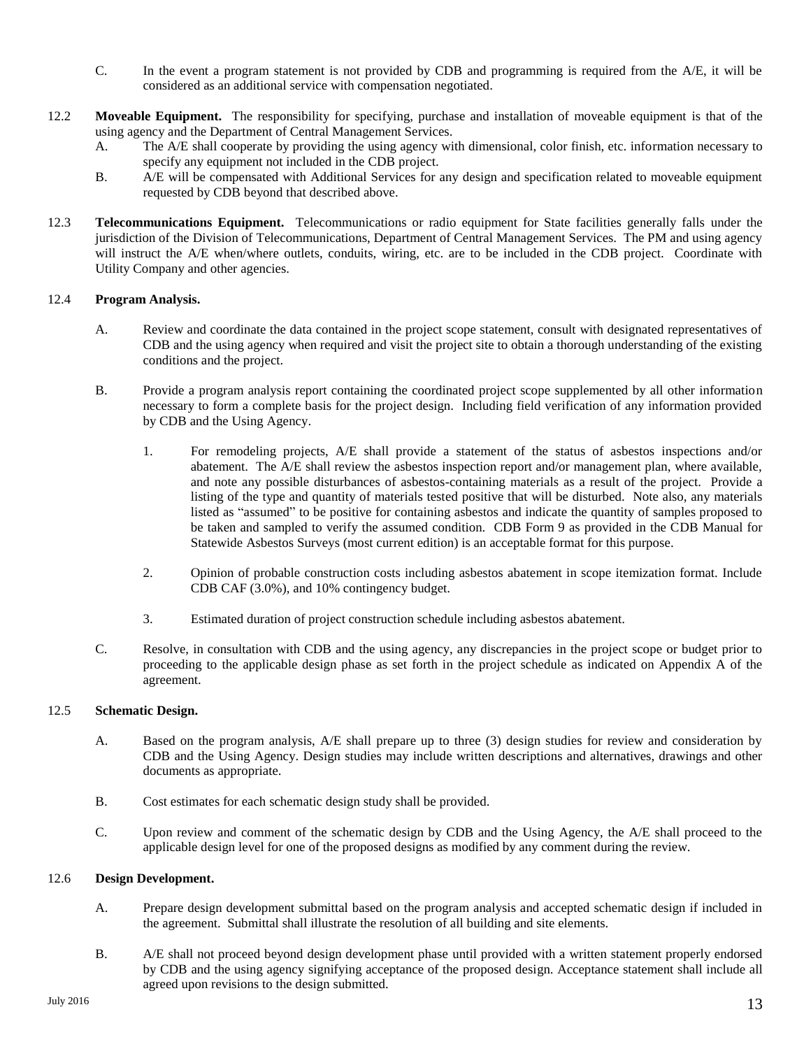C. In the event a program statement is not provided by CDB and programming is required from the A/E, it will be considered as an additional service with compensation negotiated.

12.2 **Moveable Equipment.** The responsibility for specifying, purchase and installation of moveable equipment is that of the using agency and the Department of Central Management Services.

A. The A/E shall cooperate by providing the using agency with dimensional, color finish, etc. information necessary to specify any equipment not included in the CDB project.

B. A/E will be compensated with Additional Services for any design and specification related to moveable equipment requested by CDB beyond that described above.

12.3 **Telecommunications Equipment.** Telecommunications or radio equipment for State facilities generally falls under the jurisdiction of the Division of Telecommunications, Department of Central Management Services. The PM and using agency will instruct the A/E when/where outlets, conduits, wiring, etc. are to be included in the CDB project. Coordinate with Utility Company and other agencies.

12.4 **Program Analysis.**

A. Review and coordinate the data contained in the project scope statement, consult with designated representatives of CDB and the using agency when required and visit the project site to obtain a thorough understanding of the existing conditions and the project.

B. Provide a program analysis report containing the coordinated project scope supplemented by all other information necessary to form a complete basis for the project design. Including field verification of any information provided by CDB and the Using Agency.

1. For remodeling projects, A/E shall provide a statement of the status of asbestos inspections and/or abatement. The A/E shall review the asbestos inspection report and/or management plan, where available, and note any possible disturbances of asbestos-containing materials as a result of the project. Provide a listing of the type and quantity of materials tested positive that will be disturbed. Note also, any materials listed as "assumed" to be positive for containing asbestos and indicate the quantity of samples proposed to be taken and sampled to verify the assumed condition. CDB Form 9 as provided in the CDB Manual for Statewide Asbestos Surveys (most current edition) is an acceptable format for this purpose.

2. Opinion of probable construction costs including asbestos abatement in scope itemization format. Include CDB CAF (3.0%), and 10% contingency budget.

3. Estimated duration of project construction schedule including asbestos abatement.

C. Resolve, in consultation with CDB and the using agency, any discrepancies in the project scope or budget prior to proceeding to the applicable design phase as set forth in the project schedule as indicated on Appendix A of the agreement.

12.5 **Schematic Design.**

A. Based on the program analysis, A/E shall prepare up to three (3) design studies for review and consideration by CDB and the Using Agency. Design studies may include written descriptions and alternatives, drawings and other documents as appropriate.

B. Cost estimates for each schematic design study shall be provided.

C. Upon review and comment of the schematic design by CDB and the Using Agency, the A/E shall proceed to the applicable design level for one of the proposed designs as modified by any comment during the review.

12.6 **Design Development.**

A. Prepare design development submittal based on the program analysis and accepted schematic design if included in the agreement. Submittal shall illustrate the resolution of all building and site elements.

B. A/E shall not proceed beyond design development phase until provided with a written statement properly endorsed by CDB and the using agency signifying acceptance of the proposed design. Acceptance statement shall include all agreed upon revisions to the design submitted.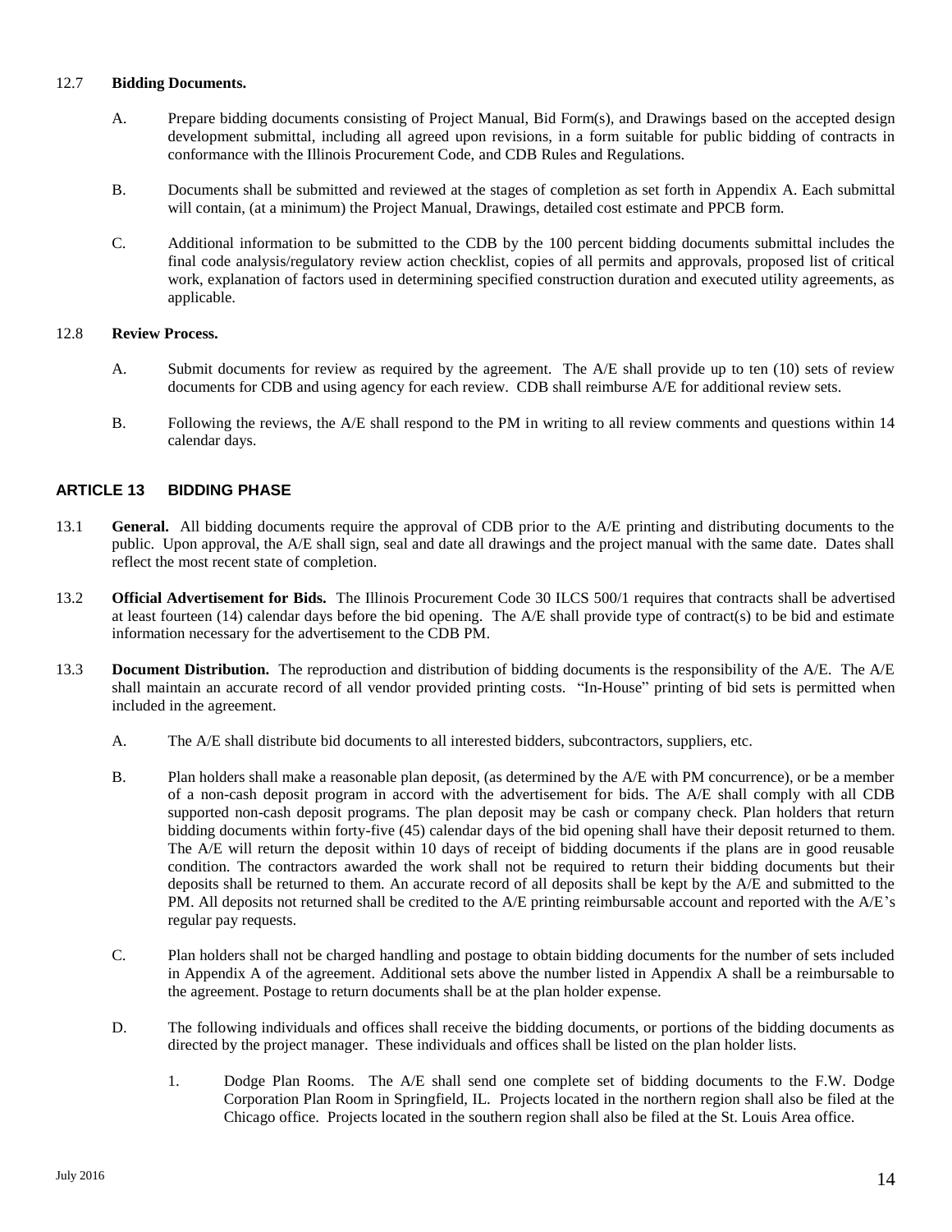12.7 **Bidding Documents.**

A. Prepare bidding documents consisting of Project Manual, Bid Form(s), and Drawings based on the accepted design development submittal, including all agreed upon revisions, in a form suitable for public bidding of contracts in conformance with the Illinois Procurement Code, and CDB Rules and Regulations.

B. Documents shall be submitted and reviewed at the stages of completion as set forth in Appendix A. Each submittal will contain, (at a minimum) the Project Manual, Drawings, detailed cost estimate and PPCB form.

C. Additional information to be submitted to the CDB by the 100 percent bidding documents submittal includes the final code analysis/regulatory review action checklist, copies of all permits and approvals, proposed list of critical work, explanation of factors used in determining specified construction duration and executed utility agreements, as applicable.

12.8 **Review Process.**

A. Submit documents for review as required by the agreement. The A/E shall provide up to ten (10) sets of review documents for CDB and using agency for each review. CDB shall reimburse A/E for additional review sets.

B. Following the reviews, the A/E shall respond to the PM in writing to all review comments and questions within 14 calendar days.

## ARTICLE 13 BIDDING PHASE

13.1 **General.** All bidding documents require the approval of CDB prior to the A/E printing and distributing documents to the public. Upon approval, the A/E shall sign, seal and date all drawings and the project manual with the same date. Dates shall reflect the most recent state of completion.

13.2 **Official Advertisement for Bids.** The Illinois Procurement Code 30 ILCS 500/1 requires that contracts shall be advertised at least fourteen (14) calendar days before the bid opening. The A/E shall provide type of contract(s) to be bid and estimate information necessary for the advertisement to the CDB PM.

13.3 **Document Distribution.** The reproduction and distribution of bidding documents is the responsibility of the A/E. The A/E shall maintain an accurate record of all vendor provided printing costs. "In-House" printing of bid sets is permitted when included in the agreement.

A. The A/E shall distribute bid documents to all interested bidders, subcontractors, suppliers, etc.

B. Plan holders shall make a reasonable plan deposit, (as determined by the A/E with PM concurrence), or be a member of a non-cash deposit program in accord with the advertisement for bids. The A/E shall comply with all CDB supported non-cash deposit programs. The plan deposit may be cash or company check. Plan holders that return bidding documents within forty-five (45) calendar days of the bid opening shall have their deposit returned to them. The A/E will return the deposit within 10 days of receipt of bidding documents if the plans are in good reusable condition. The contractors awarded the work shall not be required to return their bidding documents but their deposits shall be returned to them. An accurate record of all deposits shall be kept by the A/E and submitted to the PM. All deposits not returned shall be credited to the A/E printing reimbursable account and reported with the A/E's regular pay requests.

C. Plan holders shall not be charged handling and postage to obtain bidding documents for the number of sets included in Appendix A of the agreement. Additional sets above the number listed in Appendix A shall be a reimbursable to the agreement. Postage to return documents shall be at the plan holder expense.

D. The following individuals and offices shall receive the bidding documents, or portions of the bidding documents as directed by the project manager. These individuals and offices shall be listed on the plan holder lists.

1. Dodge Plan Rooms. The A/E shall send one complete set of bidding documents to the F.W. Dodge Corporation Plan Room in Springfield, IL. Projects located in the northern region shall also be filed at the Chicago office. Projects located in the southern region shall also be filed at the St. Louis Area office.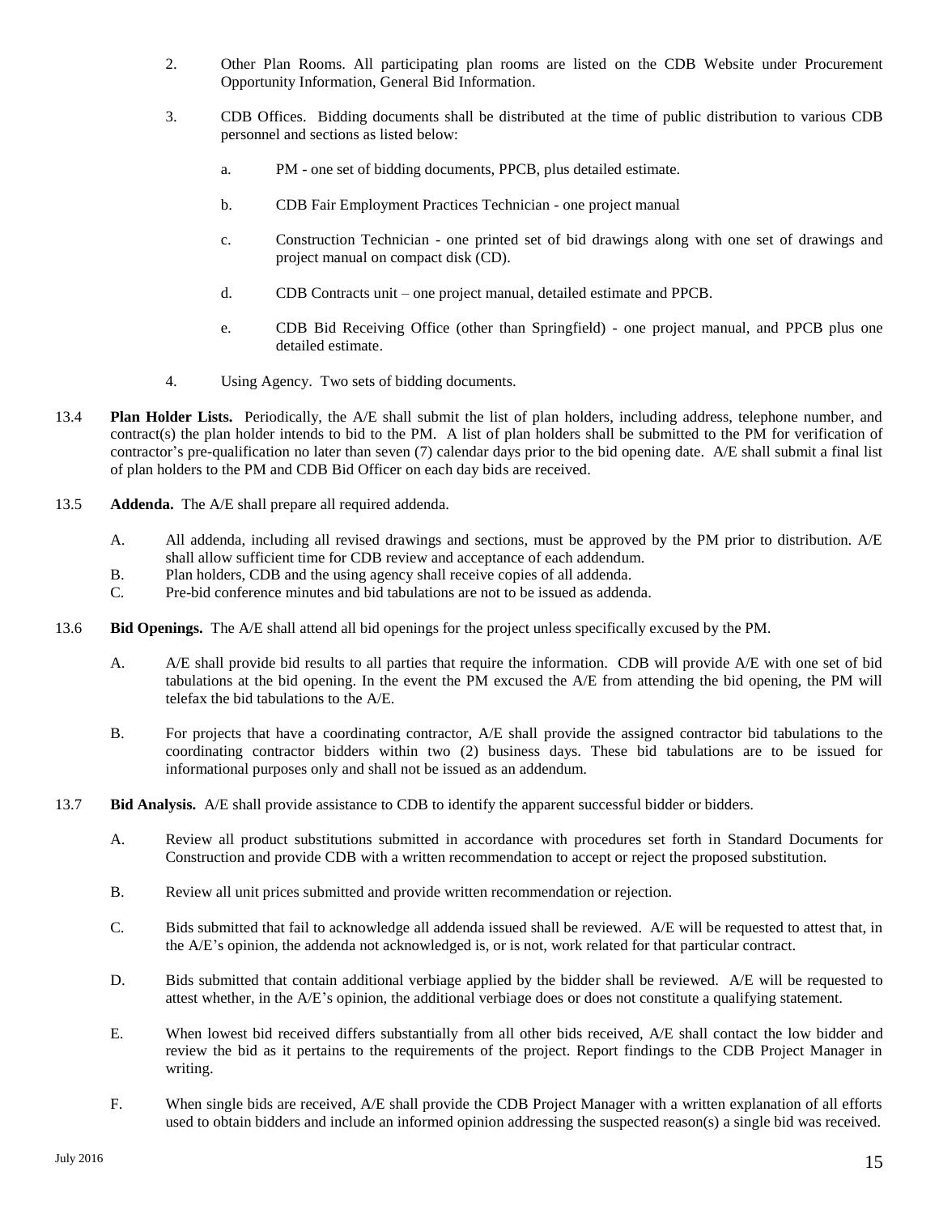2. Other Plan Rooms. All participating plan rooms are listed on the CDB Website under Procurement Opportunity Information, General Bid Information.

3. CDB Offices. Bidding documents shall be distributed at the time of public distribution to various CDB personnel and sections as listed below:

   a. PM - one set of bidding documents, PPCB, plus detailed estimate.

   b. CDB Fair Employment Practices Technician - one project manual

   c. Construction Technician - one printed set of bid drawings along with one set of drawings and project manual on compact disk (CD).

   d. CDB Contracts unit – one project manual, detailed estimate and PPCB.

   e. CDB Bid Receiving Office (other than Springfield) - one project manual, and PPCB plus one detailed estimate.

4. Using Agency. Two sets of bidding documents.

13.4 **Plan Holder Lists.** Periodically, the A/E shall submit the list of plan holders, including address, telephone number, and contract(s) the plan holder intends to bid to the PM. A list of plan holders shall be submitted to the PM for verification of contractor's pre-qualification no later than seven (7) calendar days prior to the bid opening date. A/E shall submit a final list of plan holders to the PM and CDB Bid Officer on each day bids are received.

13.5 **Addenda.** The A/E shall prepare all required addenda.

A. All addenda, including all revised drawings and sections, must be approved by the PM prior to distribution. A/E shall allow sufficient time for CDB review and acceptance of each addendum.
B. Plan holders, CDB and the using agency shall receive copies of all addenda.
C. Pre-bid conference minutes and bid tabulations are not to be issued as addenda.

13.6 **Bid Openings.** The A/E shall attend all bid openings for the project unless specifically excused by the PM.

A. A/E shall provide bid results to all parties that require the information. CDB will provide A/E with one set of bid tabulations at the bid opening. In the event the PM excused the A/E from attending the bid opening, the PM will telefax the bid tabulations to the A/E.

B. For projects that have a coordinating contractor, A/E shall provide the assigned contractor bid tabulations to the coordinating contractor bidders within two (2) business days. These bid tabulations are to be issued for informational purposes only and shall not be issued as an addendum.

13.7 **Bid Analysis.** A/E shall provide assistance to CDB to identify the apparent successful bidder or bidders.

A. Review all product substitutions submitted in accordance with procedures set forth in Standard Documents for Construction and provide CDB with a written recommendation to accept or reject the proposed substitution.

B. Review all unit prices submitted and provide written recommendation or rejection.

C. Bids submitted that fail to acknowledge all addenda issued shall be reviewed. A/E will be requested to attest that, in the A/E's opinion, the addenda not acknowledged is, or is not, work related for that particular contract.

D. Bids submitted that contain additional verbiage applied by the bidder shall be reviewed. A/E will be requested to attest whether, in the A/E's opinion, the additional verbiage does or does not constitute a qualifying statement.

E. When lowest bid received differs substantially from all other bids received, A/E shall contact the low bidder and review the bid as it pertains to the requirements of the project. Report findings to the CDB Project Manager in writing.

F. When single bids are received, A/E shall provide the CDB Project Manager with a written explanation of all efforts used to obtain bidders and include an informed opinion addressing the suspected reason(s) a single bid was received.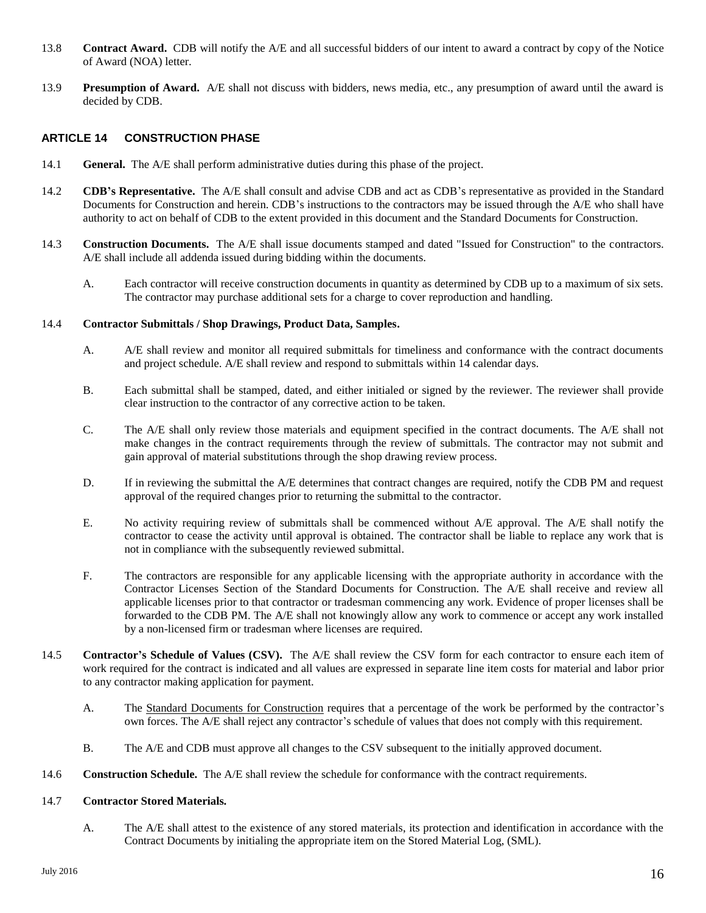13.8 **Contract Award.** CDB will notify the A/E and all successful bidders of our intent to award a contract by copy of the Notice of Award (NOA) letter.

13.9 **Presumption of Award.** A/E shall not discuss with bidders, news media, etc., any presumption of award until the award is decided by CDB.

## ARTICLE 14 CONSTRUCTION PHASE

14.1 **General.** The A/E shall perform administrative duties during this phase of the project.

14.2 **CDB's Representative.** The A/E shall consult and advise CDB and act as CDB's representative as provided in the Standard Documents for Construction and herein. CDB's instructions to the contractors may be issued through the A/E who shall have authority to act on behalf of CDB to the extent provided in this document and the Standard Documents for Construction.

14.3 **Construction Documents.** The A/E shall issue documents stamped and dated "Issued for Construction" to the contractors. A/E shall include all addenda issued during bidding within the documents.

A. Each contractor will receive construction documents in quantity as determined by CDB up to a maximum of six sets. The contractor may purchase additional sets for a charge to cover reproduction and handling.

14.4 **Contractor Submittals / Shop Drawings, Product Data, Samples.**

A. A/E shall review and monitor all required submittals for timeliness and conformance with the contract documents and project schedule. A/E shall review and respond to submittals within 14 calendar days.

B. Each submittal shall be stamped, dated, and either initialed or signed by the reviewer. The reviewer shall provide clear instruction to the contractor of any corrective action to be taken.

C. The A/E shall only review those materials and equipment specified in the contract documents. The A/E shall not make changes in the contract requirements through the review of submittals. The contractor may not submit and gain approval of material substitutions through the shop drawing review process.

D. If in reviewing the submittal the A/E determines that contract changes are required, notify the CDB PM and request approval of the required changes prior to returning the submittal to the contractor.

E. No activity requiring review of submittals shall be commenced without A/E approval. The A/E shall notify the contractor to cease the activity until approval is obtained. The contractor shall be liable to replace any work that is not in compliance with the subsequently reviewed submittal.

F. The contractors are responsible for any applicable licensing with the appropriate authority in accordance with the Contractor Licenses Section of the Standard Documents for Construction. The A/E shall receive and review all applicable licenses prior to that contractor or tradesman commencing any work. Evidence of proper licenses shall be forwarded to the CDB PM. The A/E shall not knowingly allow any work to commence or accept any work installed by a non-licensed firm or tradesman where licenses are required.

14.5 **Contractor's Schedule of Values (CSV).** The A/E shall review the CSV form for each contractor to ensure each item of work required for the contract is indicated and all values are expressed in separate line item costs for material and labor prior to any contractor making application for payment.

A. The Standard Documents for Construction requires that a percentage of the work be performed by the contractor's own forces. The A/E shall reject any contractor's schedule of values that does not comply with this requirement.

B. The A/E and CDB must approve all changes to the CSV subsequent to the initially approved document.

14.6 **Construction Schedule.** The A/E shall review the schedule for conformance with the contract requirements.

14.7 **Contractor Stored Materials.**

A. The A/E shall attest to the existence of any stored materials, its protection and identification in accordance with the Contract Documents by initialing the appropriate item on the Stored Material Log, (SML).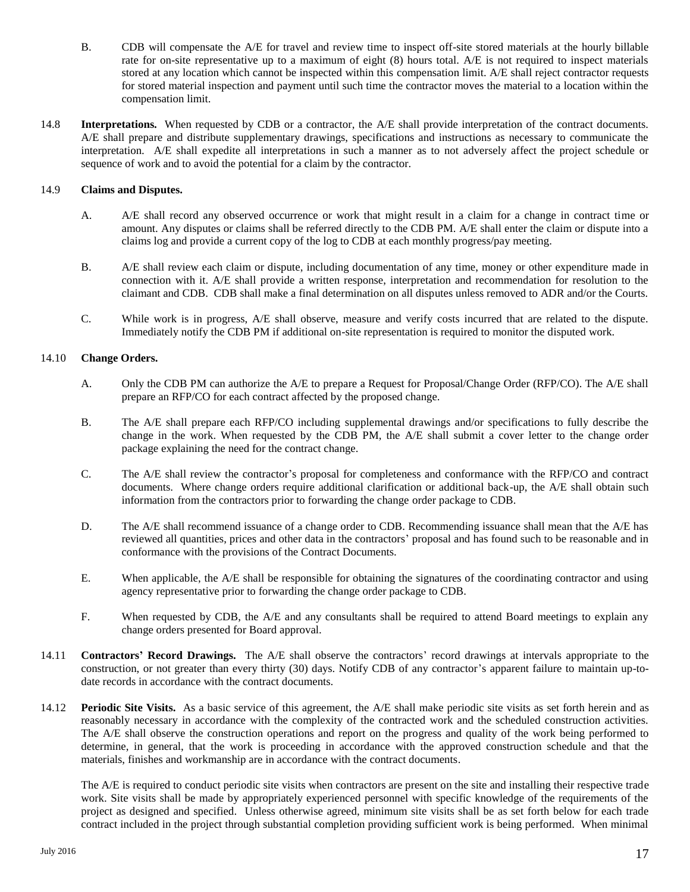B. CDB will compensate the A/E for travel and review time to inspect off-site stored materials at the hourly billable rate for on-site representative up to a maximum of eight (8) hours total. A/E is not required to inspect materials stored at any location which cannot be inspected within this compensation limit. A/E shall reject contractor requests for stored material inspection and payment until such time the contractor moves the material to a location within the compensation limit.

14.8 **Interpretations.** When requested by CDB or a contractor, the A/E shall provide interpretation of the contract documents. A/E shall prepare and distribute supplementary drawings, specifications and instructions as necessary to communicate the interpretation. A/E shall expedite all interpretations in such a manner as to not adversely affect the project schedule or sequence of work and to avoid the potential for a claim by the contractor.

14.9 **Claims and Disputes.**

A. A/E shall record any observed occurrence or work that might result in a claim for a change in contract time or amount. Any disputes or claims shall be referred directly to the CDB PM. A/E shall enter the claim or dispute into a claims log and provide a current copy of the log to CDB at each monthly progress/pay meeting.

B. A/E shall review each claim or dispute, including documentation of any time, money or other expenditure made in connection with it. A/E shall provide a written response, interpretation and recommendation for resolution to the claimant and CDB. CDB shall make a final determination on all disputes unless removed to ADR and/or the Courts.

C. While work is in progress, A/E shall observe, measure and verify costs incurred that are related to the dispute. Immediately notify the CDB PM if additional on-site representation is required to monitor the disputed work.

14.10 **Change Orders.**

A. Only the CDB PM can authorize the A/E to prepare a Request for Proposal/Change Order (RFP/CO). The A/E shall prepare an RFP/CO for each contract affected by the proposed change.

B. The A/E shall prepare each RFP/CO including supplemental drawings and/or specifications to fully describe the change in the work. When requested by the CDB PM, the A/E shall submit a cover letter to the change order package explaining the need for the contract change.

C. The A/E shall review the contractor's proposal for completeness and conformance with the RFP/CO and contract documents. Where change orders require additional clarification or additional back-up, the A/E shall obtain such information from the contractors prior to forwarding the change order package to CDB.

D. The A/E shall recommend issuance of a change order to CDB. Recommending issuance shall mean that the A/E has reviewed all quantities, prices and other data in the contractors' proposal and has found such to be reasonable and in conformance with the provisions of the Contract Documents.

E. When applicable, the A/E shall be responsible for obtaining the signatures of the coordinating contractor and using agency representative prior to forwarding the change order package to CDB.

F. When requested by CDB, the A/E and any consultants shall be required to attend Board meetings to explain any change orders presented for Board approval.

14.11 **Contractors' Record Drawings.** The A/E shall observe the contractors' record drawings at intervals appropriate to the construction, or not greater than every thirty (30) days. Notify CDB of any contractor's apparent failure to maintain up-to-date records in accordance with the contract documents.

14.12 **Periodic Site Visits.** As a basic service of this agreement, the A/E shall make periodic site visits as set forth herein and as reasonably necessary in accordance with the complexity of the contracted work and the scheduled construction activities. The A/E shall observe the construction operations and report on the progress and quality of the work being performed to determine, in general, that the work is proceeding in accordance with the approved construction schedule and that the materials, finishes and workmanship are in accordance with the contract documents.

The A/E is required to conduct periodic site visits when contractors are present on the site and installing their respective trade work. Site visits shall be made by appropriately experienced personnel with specific knowledge of the requirements of the project as designed and specified. Unless otherwise agreed, minimum site visits shall be as set forth below for each trade contract included in the project through substantial completion providing sufficient work is being performed. When minimal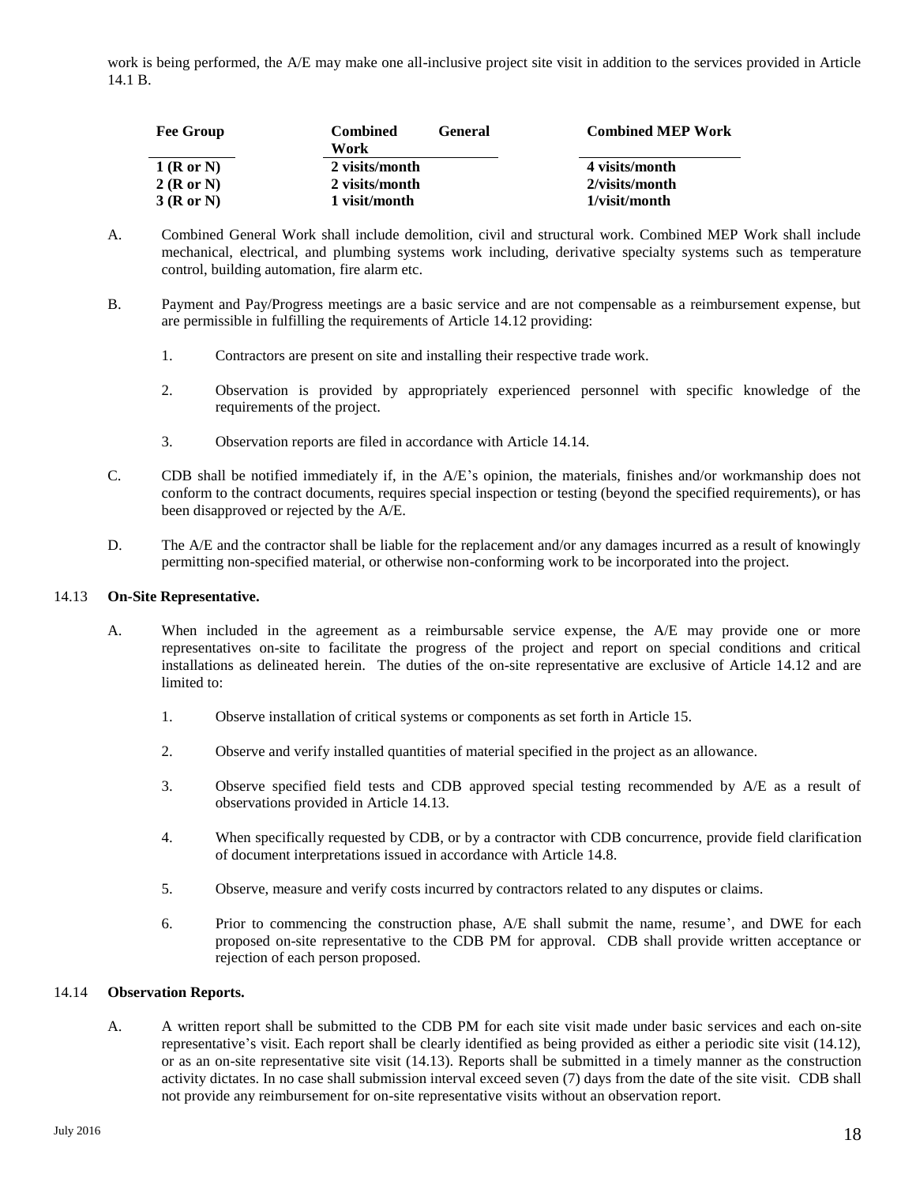work is being performed, the A/E may make one all-inclusive project site visit in addition to the services provided in Article 14.1 B.

| Fee Group | Combined General Work | Combined MEP Work |
|---|---|---|
| 1 (R or N) | 2 visits/month | 4 visits/month |
| 2 (R or N) | 2 visits/month | 2/visits/month |
| 3 (R or N) | 1 visit/month | 1/visit/month |

A. Combined General Work shall include demolition, civil and structural work. Combined MEP Work shall include mechanical, electrical, and plumbing systems work including, derivative specialty systems such as temperature control, building automation, fire alarm etc.

B. Payment and Pay/Progress meetings are a basic service and are not compensable as a reimbursement expense, but are permissible in fulfilling the requirements of Article 14.12 providing:

1. Contractors are present on site and installing their respective trade work.

2. Observation is provided by appropriately experienced personnel with specific knowledge of the requirements of the project.

3. Observation reports are filed in accordance with Article 14.14.

C. CDB shall be notified immediately if, in the A/E's opinion, the materials, finishes and/or workmanship does not conform to the contract documents, requires special inspection or testing (beyond the specified requirements), or has been disapproved or rejected by the A/E.

D. The A/E and the contractor shall be liable for the replacement and/or any damages incurred as a result of knowingly permitting non-specified material, or otherwise non-conforming work to be incorporated into the project.

14.13 **On-Site Representative.**

A. When included in the agreement as a reimbursable service expense, the A/E may provide one or more representatives on-site to facilitate the progress of the project and report on special conditions and critical installations as delineated herein. The duties of the on-site representative are exclusive of Article 14.12 and are limited to:

1. Observe installation of critical systems or components as set forth in Article 15.

2. Observe and verify installed quantities of material specified in the project as an allowance.

3. Observe specified field tests and CDB approved special testing recommended by A/E as a result of observations provided in Article 14.13.

4. When specifically requested by CDB, or by a contractor with CDB concurrence, provide field clarification of document interpretations issued in accordance with Article 14.8.

5. Observe, measure and verify costs incurred by contractors related to any disputes or claims.

6. Prior to commencing the construction phase, A/E shall submit the name, resume', and DWE for each proposed on-site representative to the CDB PM for approval. CDB shall provide written acceptance or rejection of each person proposed.

14.14 **Observation Reports.**

A. A written report shall be submitted to the CDB PM for each site visit made under basic services and each on-site representative's visit. Each report shall be clearly identified as being provided as either a periodic site visit (14.12), or as an on-site representative site visit (14.13). Reports shall be submitted in a timely manner as the construction activity dictates. In no case shall submission interval exceed seven (7) days from the date of the site visit. CDB shall not provide any reimbursement for on-site representative visits without an observation report.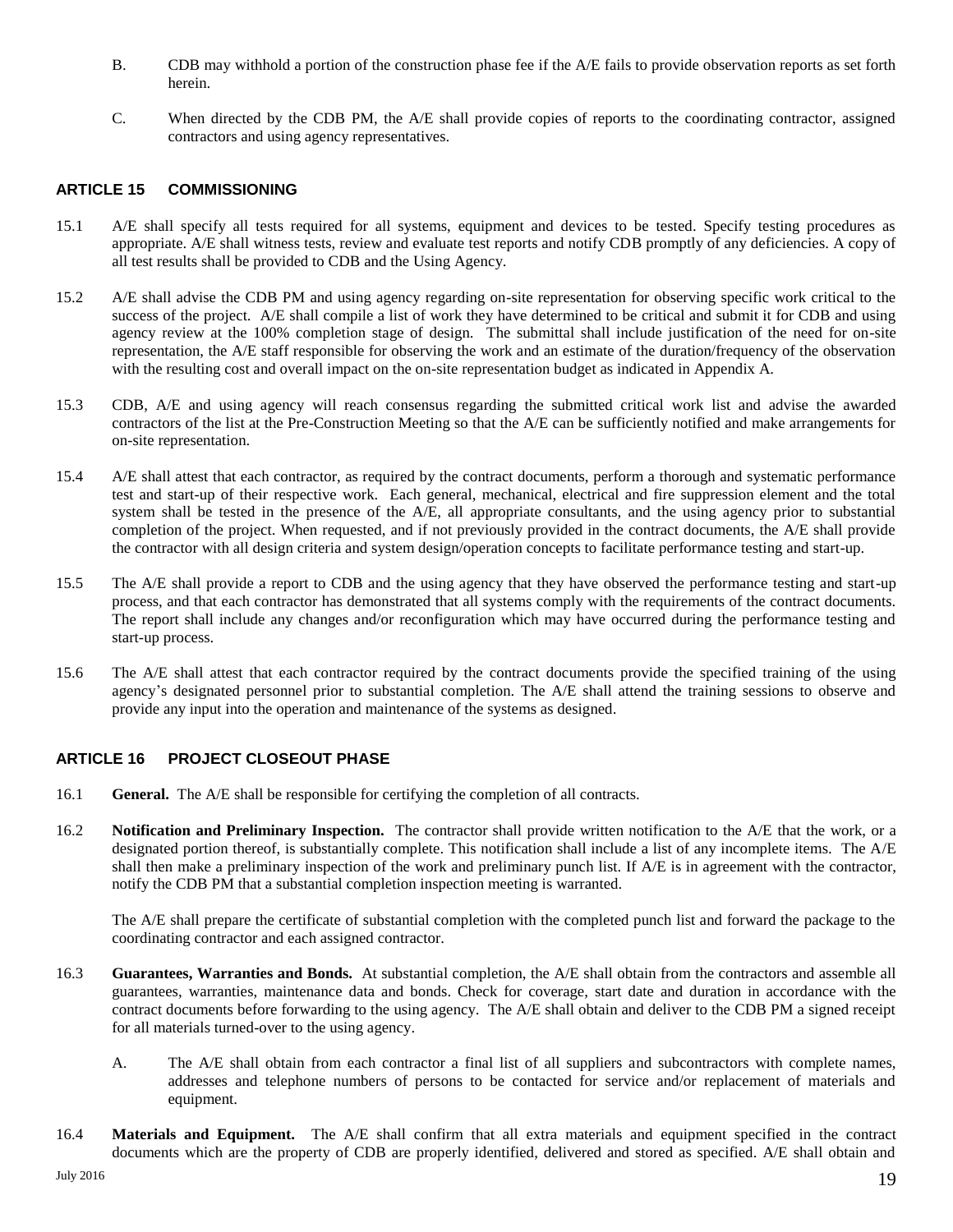B. CDB may withhold a portion of the construction phase fee if the A/E fails to provide observation reports as set forth herein.

C. When directed by the CDB PM, the A/E shall provide copies of reports to the coordinating contractor, assigned contractors and using agency representatives.

## ARTICLE 15 COMMISSIONING

15.1 A/E shall specify all tests required for all systems, equipment and devices to be tested. Specify testing procedures as appropriate. A/E shall witness tests, review and evaluate test reports and notify CDB promptly of any deficiencies. A copy of all test results shall be provided to CDB and the Using Agency.

15.2 A/E shall advise the CDB PM and using agency regarding on-site representation for observing specific work critical to the success of the project. A/E shall compile a list of work they have determined to be critical and submit it for CDB and using agency review at the 100% completion stage of design. The submittal shall include justification of the need for on-site representation, the A/E staff responsible for observing the work and an estimate of the duration/frequency of the observation with the resulting cost and overall impact on the on-site representation budget as indicated in Appendix A.

15.3 CDB, A/E and using agency will reach consensus regarding the submitted critical work list and advise the awarded contractors of the list at the Pre-Construction Meeting so that the A/E can be sufficiently notified and make arrangements for on-site representation.

15.4 A/E shall attest that each contractor, as required by the contract documents, perform a thorough and systematic performance test and start-up of their respective work. Each general, mechanical, electrical and fire suppression element and the total system shall be tested in the presence of the A/E, all appropriate consultants, and the using agency prior to substantial completion of the project. When requested, and if not previously provided in the contract documents, the A/E shall provide the contractor with all design criteria and system design/operation concepts to facilitate performance testing and start-up.

15.5 The A/E shall provide a report to CDB and the using agency that they have observed the performance testing and start-up process, and that each contractor has demonstrated that all systems comply with the requirements of the contract documents. The report shall include any changes and/or reconfiguration which may have occurred during the performance testing and start-up process.

15.6 The A/E shall attest that each contractor required by the contract documents provide the specified training of the using agency's designated personnel prior to substantial completion. The A/E shall attend the training sessions to observe and provide any input into the operation and maintenance of the systems as designed.

## ARTICLE 16 PROJECT CLOSEOUT PHASE

16.1 **General.** The A/E shall be responsible for certifying the completion of all contracts.

16.2 **Notification and Preliminary Inspection.** The contractor shall provide written notification to the A/E that the work, or a designated portion thereof, is substantially complete. This notification shall include a list of any incomplete items. The A/E shall then make a preliminary inspection of the work and preliminary punch list. If A/E is in agreement with the contractor, notify the CDB PM that a substantial completion inspection meeting is warranted.

The A/E shall prepare the certificate of substantial completion with the completed punch list and forward the package to the coordinating contractor and each assigned contractor.

16.3 **Guarantees, Warranties and Bonds.** At substantial completion, the A/E shall obtain from the contractors and assemble all guarantees, warranties, maintenance data and bonds. Check for coverage, start date and duration in accordance with the contract documents before forwarding to the using agency. The A/E shall obtain and deliver to the CDB PM a signed receipt for all materials turned-over to the using agency.

A. The A/E shall obtain from each contractor a final list of all suppliers and subcontractors with complete names, addresses and telephone numbers of persons to be contacted for service and/or replacement of materials and equipment.

16.4 **Materials and Equipment.** The A/E shall confirm that all extra materials and equipment specified in the contract documents which are the property of CDB are properly identified, delivered and stored as specified. A/E shall obtain and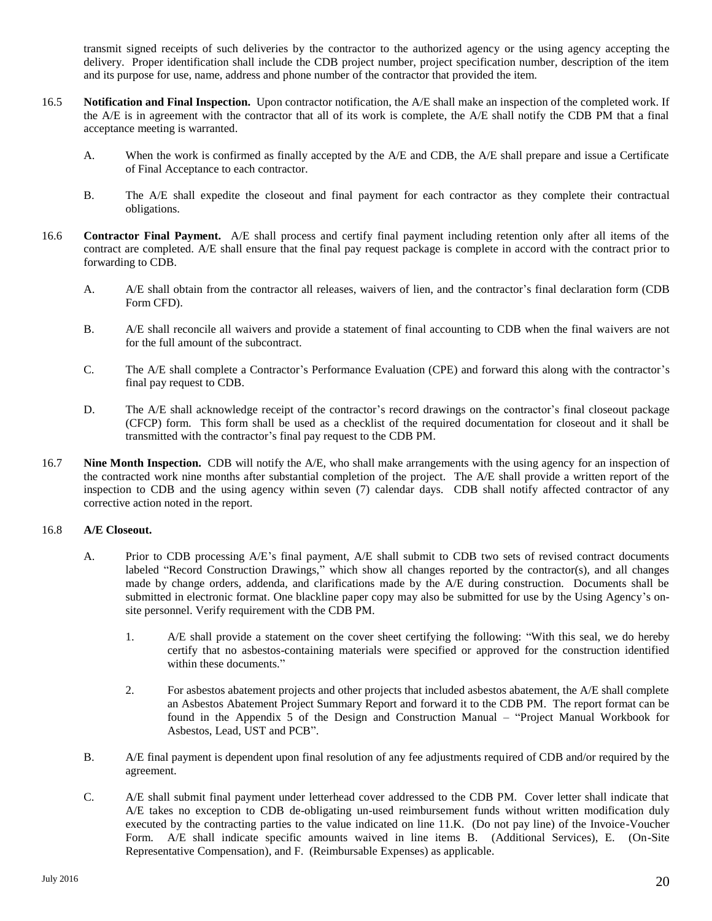transmit signed receipts of such deliveries by the contractor to the authorized agency or the using agency accepting the delivery. Proper identification shall include the CDB project number, project specification number, description of the item and its purpose for use, name, address and phone number of the contractor that provided the item.

16.5 **Notification and Final Inspection.** Upon contractor notification, the A/E shall make an inspection of the completed work. If the A/E is in agreement with the contractor that all of its work is complete, the A/E shall notify the CDB PM that a final acceptance meeting is warranted.

A. When the work is confirmed as finally accepted by the A/E and CDB, the A/E shall prepare and issue a Certificate of Final Acceptance to each contractor.

B. The A/E shall expedite the closeout and final payment for each contractor as they complete their contractual obligations.

16.6 **Contractor Final Payment.** A/E shall process and certify final payment including retention only after all items of the contract are completed. A/E shall ensure that the final pay request package is complete in accord with the contract prior to forwarding to CDB.

A. A/E shall obtain from the contractor all releases, waivers of lien, and the contractor's final declaration form (CDB Form CFD).

B. A/E shall reconcile all waivers and provide a statement of final accounting to CDB when the final waivers are not for the full amount of the subcontract.

C. The A/E shall complete a Contractor's Performance Evaluation (CPE) and forward this along with the contractor's final pay request to CDB.

D. The A/E shall acknowledge receipt of the contractor's record drawings on the contractor's final closeout package (CFCP) form. This form shall be used as a checklist of the required documentation for closeout and it shall be transmitted with the contractor's final pay request to the CDB PM.

16.7 **Nine Month Inspection.** CDB will notify the A/E, who shall make arrangements with the using agency for an inspection of the contracted work nine months after substantial completion of the project. The A/E shall provide a written report of the inspection to CDB and the using agency within seven (7) calendar days. CDB shall notify affected contractor of any corrective action noted in the report.

16.8 **A/E Closeout.**

A. Prior to CDB processing A/E's final payment, A/E shall submit to CDB two sets of revised contract documents labeled "Record Construction Drawings," which show all changes reported by the contractor(s), and all changes made by change orders, addenda, and clarifications made by the A/E during construction. Documents shall be submitted in electronic format. One blackline paper copy may also be submitted for use by the Using Agency's on-site personnel. Verify requirement with the CDB PM.

1. A/E shall provide a statement on the cover sheet certifying the following: "With this seal, we do hereby certify that no asbestos-containing materials were specified or approved for the construction identified within these documents."

2. For asbestos abatement projects and other projects that included asbestos abatement, the A/E shall complete an Asbestos Abatement Project Summary Report and forward it to the CDB PM. The report format can be found in the Appendix 5 of the Design and Construction Manual – "Project Manual Workbook for Asbestos, Lead, UST and PCB".

B. A/E final payment is dependent upon final resolution of any fee adjustments required of CDB and/or required by the agreement.

C. A/E shall submit final payment under letterhead cover addressed to the CDB PM. Cover letter shall indicate that A/E takes no exception to CDB de-obligating un-used reimbursement funds without written modification duly executed by the contracting parties to the value indicated on line 11.K. (Do not pay line) of the Invoice-Voucher Form. A/E shall indicate specific amounts waived in line items B. (Additional Services), E. (On-Site Representative Compensation), and F. (Reimbursable Expenses) as applicable.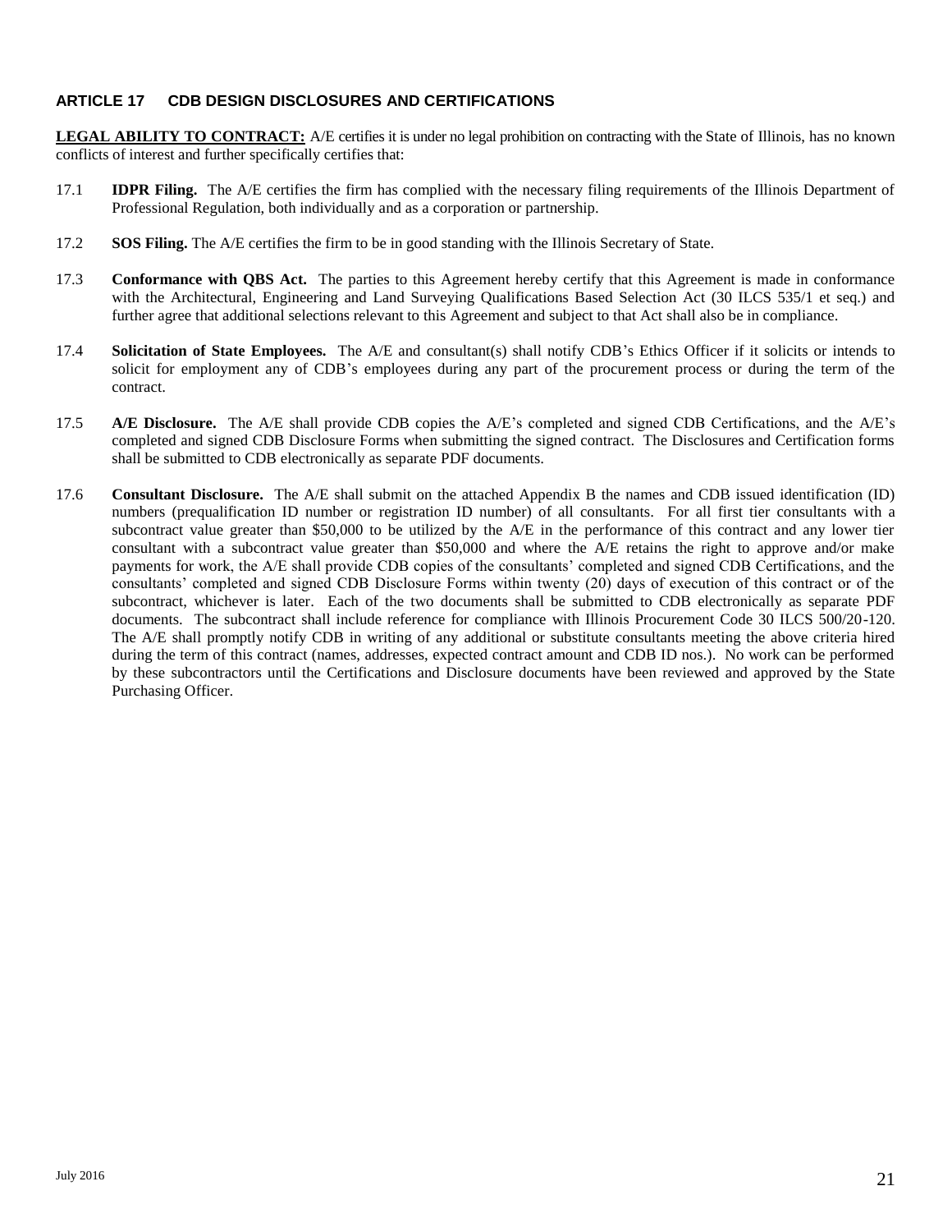## ARTICLE 17 CDB DESIGN DISCLOSURES AND CERTIFICATIONS

**LEGAL ABILITY TO CONTRACT:** A/E certifies it is under no legal prohibition on contracting with the State of Illinois, has no known conflicts of interest and further specifically certifies that:

17.1 **IDPR Filing.** The A/E certifies the firm has complied with the necessary filing requirements of the Illinois Department of Professional Regulation, both individually and as a corporation or partnership.

17.2 **SOS Filing.** The A/E certifies the firm to be in good standing with the Illinois Secretary of State.

17.3 **Conformance with QBS Act.** The parties to this Agreement hereby certify that this Agreement is made in conformance with the Architectural, Engineering and Land Surveying Qualifications Based Selection Act (30 ILCS 535/1 et seq.) and further agree that additional selections relevant to this Agreement and subject to that Act shall also be in compliance.

17.4 **Solicitation of State Employees.** The A/E and consultant(s) shall notify CDB's Ethics Officer if it solicits or intends to solicit for employment any of CDB's employees during any part of the procurement process or during the term of the contract.

17.5 **A/E Disclosure.** The A/E shall provide CDB copies the A/E's completed and signed CDB Certifications, and the A/E's completed and signed CDB Disclosure Forms when submitting the signed contract. The Disclosures and Certification forms shall be submitted to CDB electronically as separate PDF documents.

17.6 **Consultant Disclosure.** The A/E shall submit on the attached Appendix B the names and CDB issued identification (ID) numbers (prequalification ID number or registration ID number) of all consultants. For all first tier consultants with a subcontract value greater than $50,000 to be utilized by the A/E in the performance of this contract and any lower tier consultant with a subcontract value greater than $50,000 and where the A/E retains the right to approve and/or make payments for work, the A/E shall provide CDB copies of the consultants' completed and signed CDB Certifications, and the consultants' completed and signed CDB Disclosure Forms within twenty (20) days of execution of this contract or of the subcontract, whichever is later. Each of the two documents shall be submitted to CDB electronically as separate PDF documents. The subcontract shall include reference for compliance with Illinois Procurement Code 30 ILCS 500/20-120. The A/E shall promptly notify CDB in writing of any additional or substitute consultants meeting the above criteria hired during the term of this contract (names, addresses, expected contract amount and CDB ID nos.). No work can be performed by these subcontractors until the Certifications and Disclosure documents have been reviewed and approved by the State Purchasing Officer.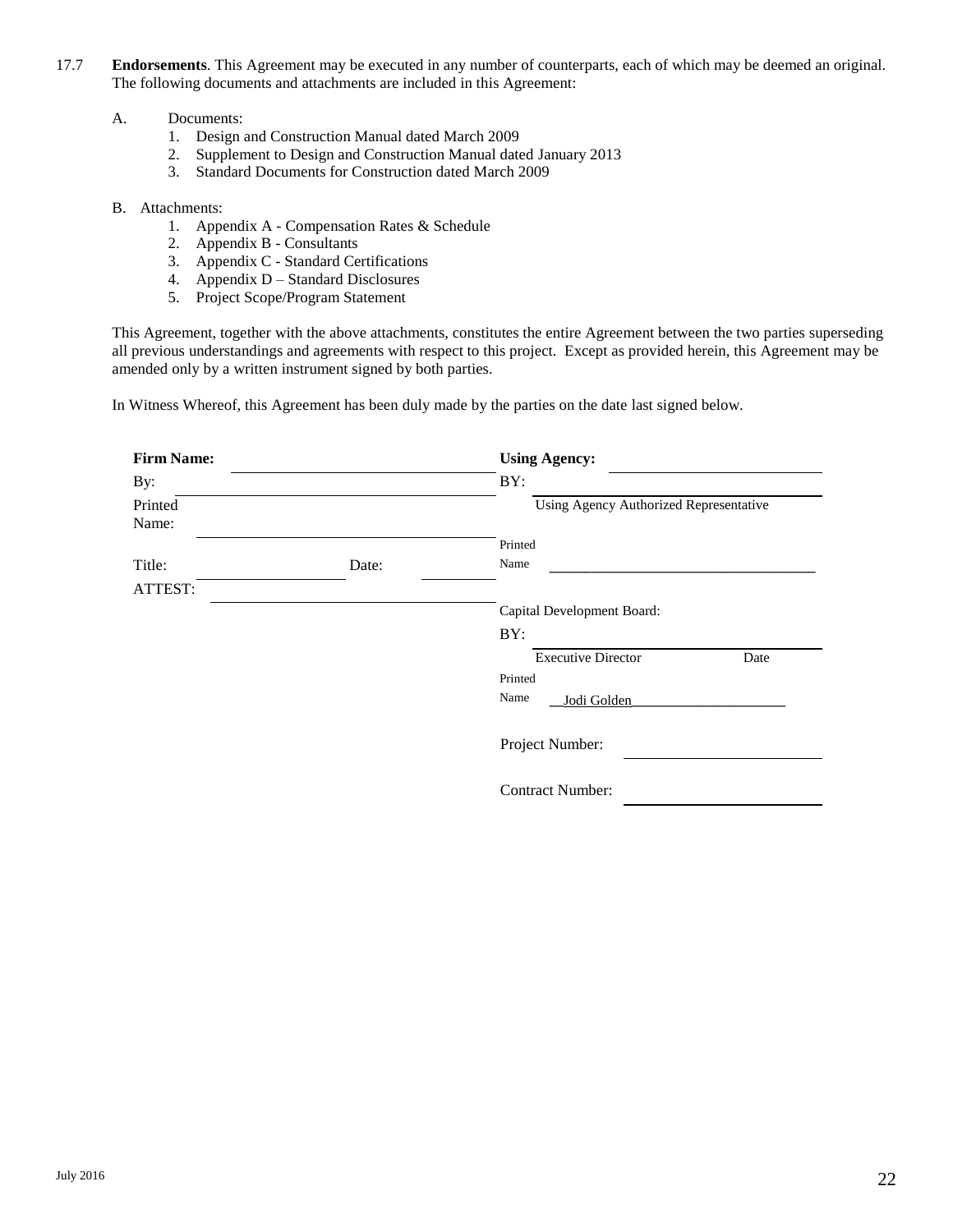17.7 **Endorsements**. This Agreement may be executed in any number of counterparts, each of which may be deemed an original. The following documents and attachments are included in this Agreement:

A. Documents:

1. Design and Construction Manual dated March 2009
2. Supplement to Design and Construction Manual dated January 2013
3. Standard Documents for Construction dated March 2009

B. Attachments:

1. Appendix A - Compensation Rates & Schedule
2. Appendix B - Consultants
3. Appendix C - Standard Certifications
4. Appendix D – Standard Disclosures
5. Project Scope/Program Statement

This Agreement, together with the above attachments, constitutes the entire Agreement between the two parties superseding all previous understandings and agreements with respect to this project. Except as provided herein, this Agreement may be amended only by a written instrument signed by both parties.

In Witness Whereof, this Agreement has been duly made by the parties on the date last signed below.

**Firm Name:** ______________________

By: ______________________

Printed Name: ______________________

Title: ____________ Date: ________

ATTEST: ______________________

**Using Agency:** ______________________

BY: ______________________
Using Agency Authorized Representative

Printed Name ______________________

Capital Development Board:

BY: ______________________
Executive Director Date

Printed Name __Jodi Golden______________________

Project Number: ______________________

Contract Number: ______________________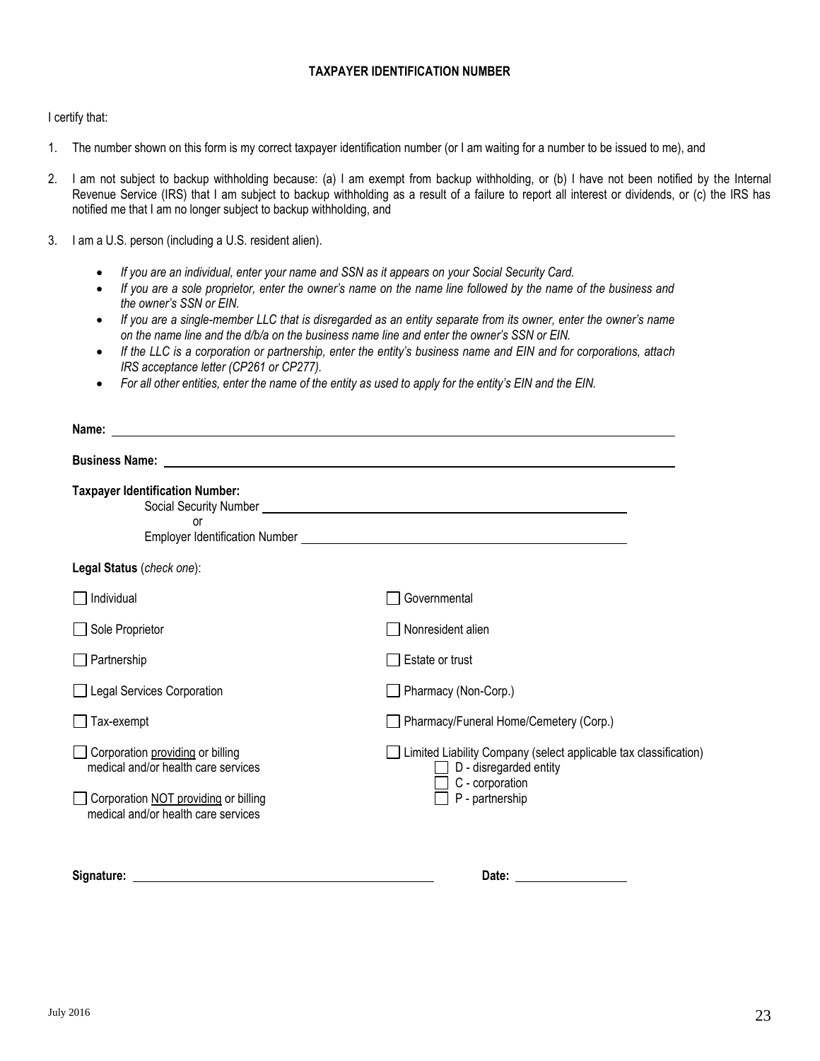## TAXPAYER IDENTIFICATION NUMBER

I certify that:

1. The number shown on this form is my correct taxpayer identification number (or I am waiting for a number to be issued to me), and
2. I am not subject to backup withholding because: (a) I am exempt from backup withholding, or (b) I have not been notified by the Internal Revenue Service (IRS) that I am subject to backup withholding as a result of a failure to report all interest or dividends, or (c) the IRS has notified me that I am no longer subject to backup withholding, and
3. I am a U.S. person (including a U.S. resident alien).

- *If you are an individual, enter your name and SSN as it appears on your Social Security Card.*
- *If you are a sole proprietor, enter the owner's name on the name line followed by the name of the business and the owner's SSN or EIN.*
- *If you are a single-member LLC that is disregarded as an entity separate from its owner, enter the owner's name on the name line and the d/b/a on the business name line and enter the owner's SSN or EIN.*
- *If the LLC is a corporation or partnership, enter the entity's business name and EIN and for corporations, attach IRS acceptance letter (CP261 or CP277).*
- *For all other entities, enter the name of the entity as used to apply for the entity's EIN and the EIN.*

**Name:** ______________________________

**Business Name:** ______________________________

**Taxpayer Identification Number:**

Social Security Number ______________________________

or

Employer Identification Number ______________________________

**Legal Status** (*check one*):

- ☐ Individual
- ☐ Sole Proprietor
- ☐ Partnership
- ☐ Legal Services Corporation
- ☐ Tax-exempt
- ☐ Corporation <u>providing</u> or billing medical and/or health care services
- ☐ Corporation <u>NOT providing</u> or billing medical and/or health care services
- ☐ Governmental
- ☐ Nonresident alien
- ☐ Estate or trust
- ☐ Pharmacy (Non-Corp.)
- ☐ Pharmacy/Funeral Home/Cemetery (Corp.)
- ☐ Limited Liability Company (select applicable tax classification)
  - ☐ D - disregarded entity
  - ☐ C - corporation
  - ☐ P - partnership

**Signature:** ______________________________ **Date:** ______________

July 2016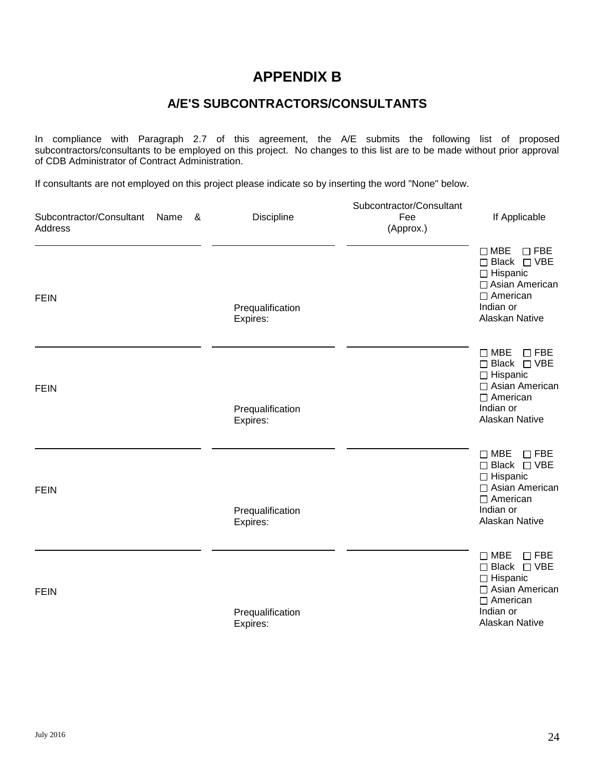# APPENDIX B

## A/E'S SUBCONTRACTORS/CONSULTANTS

In compliance with Paragraph 2.7 of this agreement, the A/E submits the following list of proposed subcontractors/consultants to be employed on this project. No changes to this list are to be made without prior approval of CDB Administrator of Contract Administration.

If consultants are not employed on this project please indicate so by inserting the word "None" below.

| Subcontractor/Consultant Name & Address | Discipline | Subcontractor/Consultant Fee (Approx.) | If Applicable |
|---|---|---|---|
| FEIN | Prequalification Expires: | | ☐ MBE ☐ FBE ☐ Black ☐ VBE ☐ Hispanic ☐ Asian American ☐ American Indian or Alaskan Native |
| FEIN | Prequalification Expires: | | ☐ MBE ☐ FBE ☐ Black ☐ VBE ☐ Hispanic ☐ Asian American ☐ American Indian or Alaskan Native |
| FEIN | Prequalification Expires: | | ☐ MBE ☐ FBE ☐ Black ☐ VBE ☐ Hispanic ☐ Asian American ☐ American Indian or Alaskan Native |
| FEIN | Prequalification Expires: | | ☐ MBE ☐ FBE ☐ Black ☐ VBE ☐ Hispanic ☐ Asian American ☐ American Indian or Alaskan Native |

July 2016